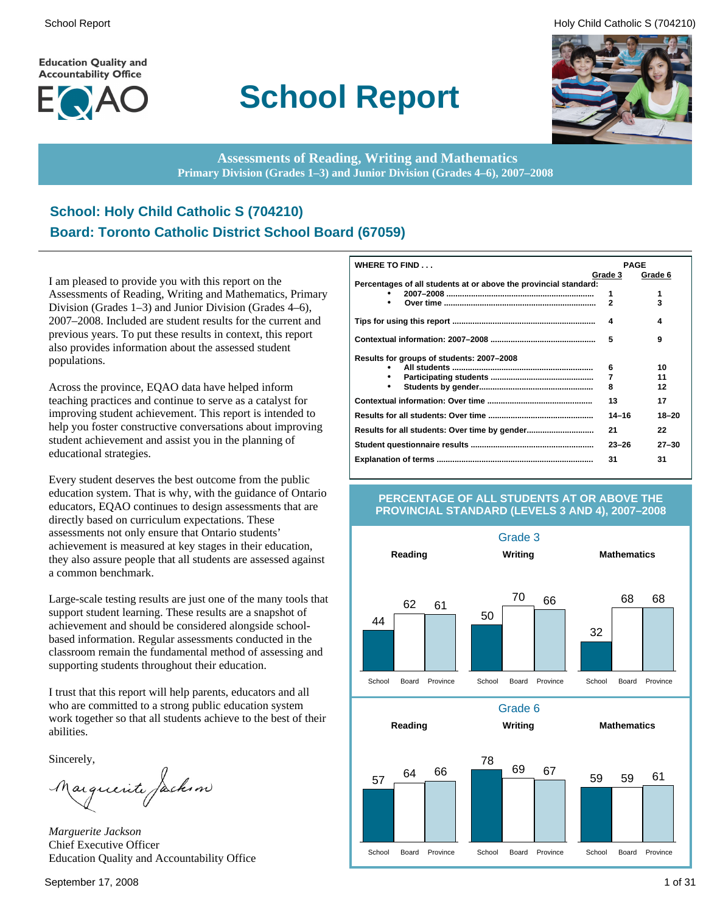Education Quality and Accountability Office

EQAO

# School Report

**Assessments of Reading, Writing and Mathematics**
**Primary Division (Grades 1–3) and Junior Division (Grades 4–6), 2007–2008**

## School: Holy Child Catholic S (704210)
## Board: Toronto Catholic District School Board (67059)

I am pleased to provide you with this report on the Assessments of Reading, Writing and Mathematics, Primary Division (Grades 1–3) and Junior Division (Grades 4–6), 2007–2008. Included are student results for the current and previous years. To put these results in context, this report also provides information about the assessed student populations.

Across the province, EQAO data have helped inform teaching practices and continue to serve as a catalyst for improving student achievement. This report is intended to help you foster constructive conversations about improving student achievement and assist you in the planning of educational strategies.

Every student deserves the best outcome from the public education system. That is why, with the guidance of Ontario educators, EQAO continues to design assessments that are directly based on curriculum expectations. These assessments not only ensure that Ontario students' achievement is measured at key stages in their education, they also assure people that all students are assessed against a common benchmark.

Large-scale testing results are just one of the many tools that support student learning. These results are a snapshot of achievement and should be considered alongside school-based information. Regular assessments conducted in the classroom remain the fundamental method of assessing and supporting students throughout their education.

I trust that this report will help parents, educators and all who are committed to a strong public education system work together so that all students achieve to the best of their abilities.

Sincerely,

*Marguerite Jackson*
Chief Executive Officer
Education Quality and Accountability Office

| WHERE TO FIND . . . | PAGE Grade 3 | PAGE Grade 6 |
|---|---|---|
| **Percentages of all students at or above the provincial standard:** | | |
| • 2007–2008 | 1 | 1 |
| • Over time | 2 | 3 |
| **Tips for using this report** | 4 | 4 |
| **Contextual information: 2007–2008** | 5 | 9 |
| **Results for groups of students: 2007–2008** | | |
| • All students | 6 | 10 |
| • Participating students | 7 | 11 |
| • Students by gender | 8 | 12 |
| **Contextual information: Over time** | 13 | 17 |
| **Results for all students: Over time** | 14–16 | 18–20 |
| **Results for all students: Over time by gender** | 21 | 22 |
| **Student questionnaire results** | 23–26 | 27–30 |
| **Explanation of terms** | 31 | 31 |

**PERCENTAGE OF ALL STUDENTS AT OR ABOVE THE PROVINCIAL STANDARD (LEVELS 3 AND 4), 2007–2008**

**Grade 3**

| | School | Board | Province |
|---|---|---|---|
| Reading | 44 | 62 | 61 |
| Writing | 50 | 70 | 66 |
| Mathematics | 32 | 68 | 68 |

**Grade 6**

| | School | Board | Province |
|---|---|---|---|
| Reading | 57 | 64 | 66 |
| Writing | 78 | 69 | 67 |
| Mathematics | 59 | 59 | 61 |

September 17, 2008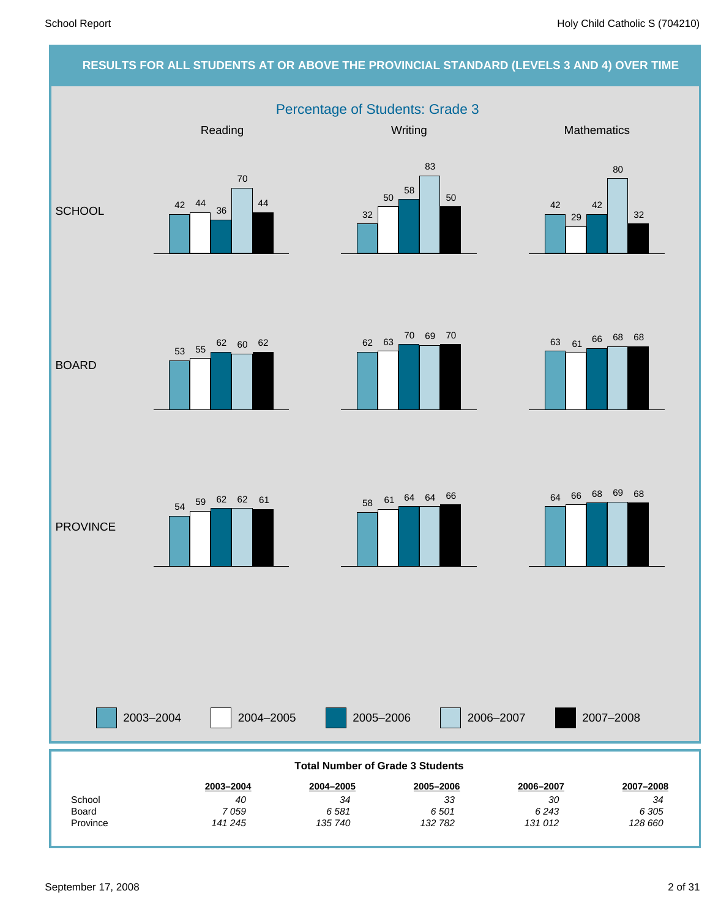## RESULTS FOR ALL STUDENTS AT OR ABOVE THE PROVINCIAL STANDARD (LEVELS 3 AND 4) OVER TIME

### Percentage of Students: Grade 3

| | Subject | 2003–2004 | 2004–2005 | 2005–2006 | 2006–2007 | 2007–2008 |
|---|---|---|---|---|---|---|
| SCHOOL | Reading | 42 | 44 | 36 | 70 | 44 |
| SCHOOL | Writing | 32 | 50 | 58 | 83 | 50 |
| SCHOOL | Mathematics | 42 | 29 | 42 | 80 | 32 |
| BOARD | Reading | 53 | 55 | 62 | 60 | 62 |
| BOARD | Writing | 62 | 63 | 70 | 69 | 70 |
| BOARD | Mathematics | 63 | 61 | 66 | 68 | 68 |
| PROVINCE | Reading | 54 | 59 | 62 | 62 | 61 |
| PROVINCE | Writing | 58 | 61 | 64 | 64 | 66 |
| PROVINCE | Mathematics | 64 | 66 | 68 | 69 | 68 |

**Total Number of Grade 3 Students**

| | 2003–2004 | 2004–2005 | 2005–2006 | 2006–2007 | 2007–2008 |
|---|---|---|---|---|---|
| School | *40* | *34* | *33* | *30* | *34* |
| Board | *7 059* | *6 581* | *6 501* | *6 243* | *6 305* |
| Province | *141 245* | *135 740* | *132 782* | *131 012* | *128 660* |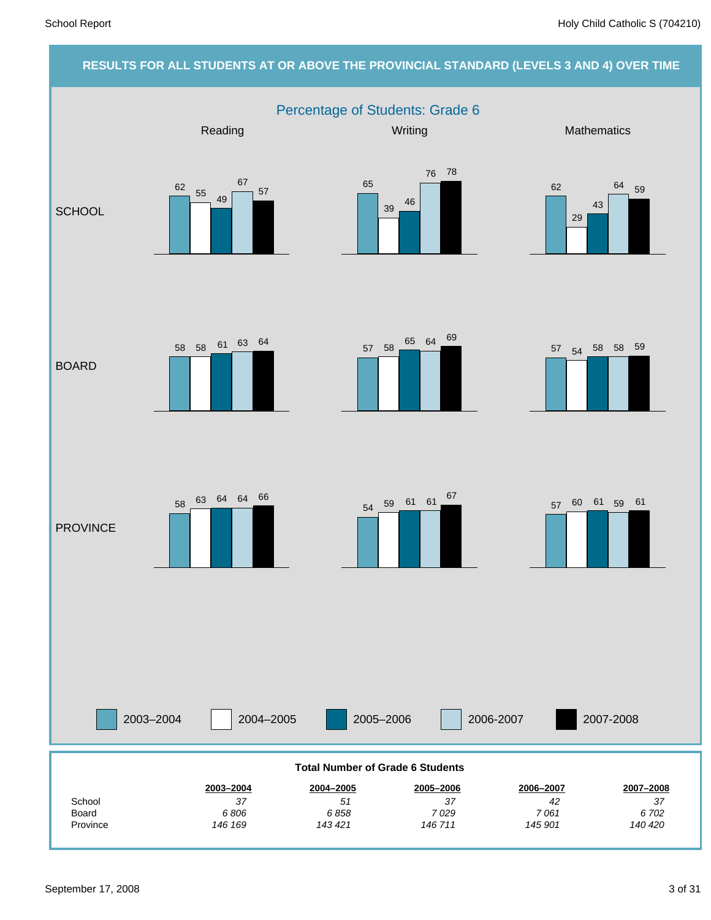## RESULTS FOR ALL STUDENTS AT OR ABOVE THE PROVINCIAL STANDARD (LEVELS 3 AND 4) OVER TIME

### Percentage of Students: Grade 6

| | Reading | | | | | Writing | | | | | Mathematics | | | | |
|---|---|---|---|---|---|---|---|---|---|---|---|---|---|---|---|
| | 2003–2004 | 2004–2005 | 2005–2006 | 2006-2007 | 2007-2008 | 2003–2004 | 2004–2005 | 2005–2006 | 2006-2007 | 2007-2008 | 2003–2004 | 2004–2005 | 2005–2006 | 2006-2007 | 2007-2008 |
| SCHOOL | 62 | 55 | 49 | 67 | 57 | 65 | 39 | 46 | 76 | 78 | 62 | 29 | 43 | 64 | 59 |
| BOARD | 58 | 58 | 61 | 63 | 64 | 57 | 58 | 65 | 64 | 69 | 57 | 54 | 58 | 58 | 59 |
| PROVINCE | 58 | 63 | 64 | 64 | 66 | 54 | 59 | 61 | 61 | 67 | 57 | 60 | 61 | 59 | 61 |

**Total Number of Grade 6 Students**

| | 2003–2004 | 2004–2005 | 2005–2006 | 2006–2007 | 2007–2008 |
|---|---|---|---|---|---|
| School | *37* | *51* | *37* | *42* | *37* |
| Board | *6 806* | *6 858* | *7 029* | *7 061* | *6 702* |
| Province | *146 169* | *143 421* | *146 711* | *145 901* | *140 420* |

September 17, 2008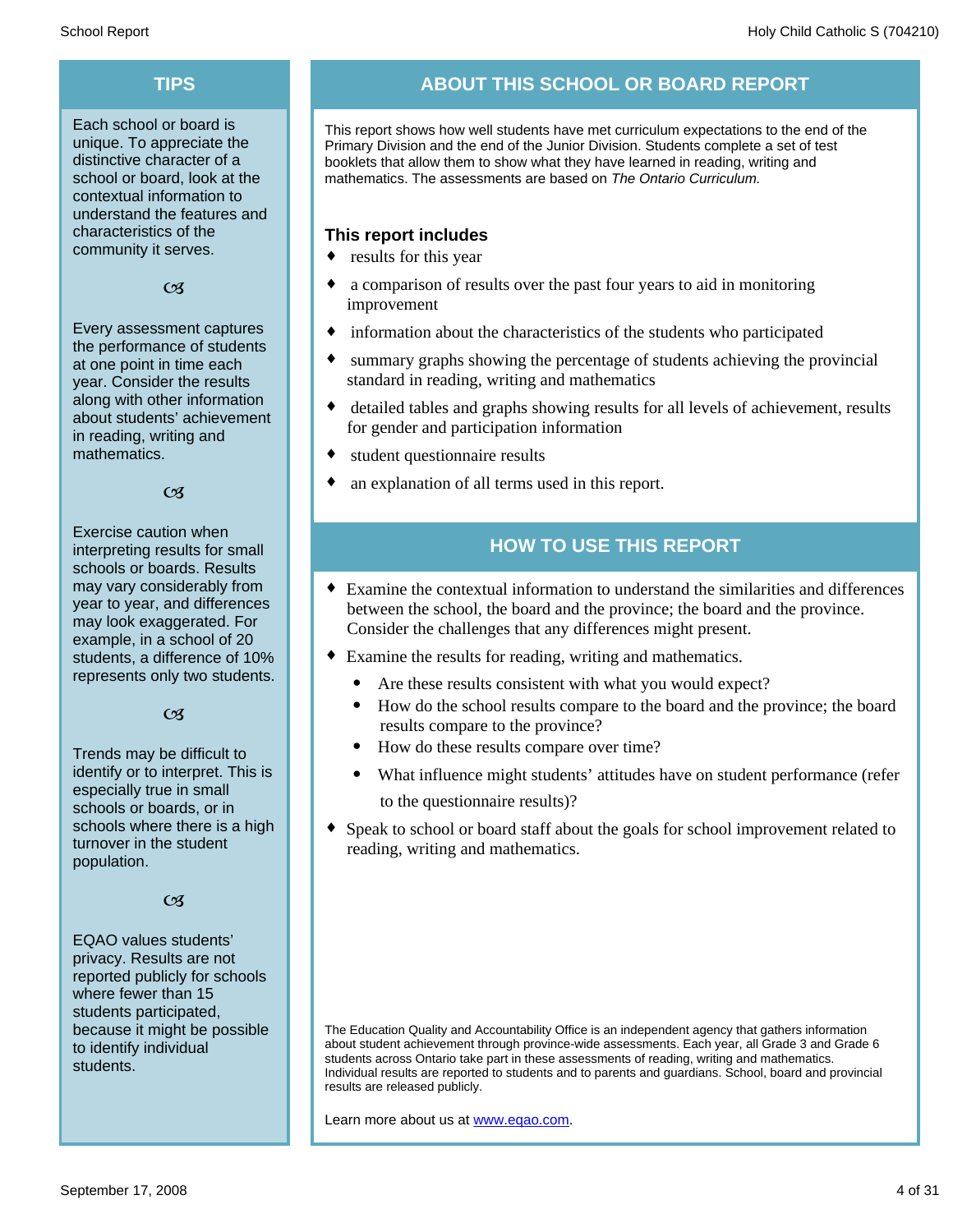## TIPS

Each school or board is unique. To appreciate the distinctive character of a school or board, look at the contextual information to understand the features and characteristics of the community it serves.

Every assessment captures the performance of students at one point in time each year. Consider the results along with other information about students' achievement in reading, writing and mathematics.

Exercise caution when interpreting results for small schools or boards. Results may vary considerably from year to year, and differences may look exaggerated. For example, in a school of 20 students, a difference of 10% represents only two students.

Trends may be difficult to identify or to interpret. This is especially true in small schools or boards, or in schools where there is a high turnover in the student population.

EQAO values students' privacy. Results are not reported publicly for schools where fewer than 15 students participated, because it might be possible to identify individual students.

## ABOUT THIS SCHOOL OR BOARD REPORT

This report shows how well students have met curriculum expectations to the end of the Primary Division and the end of the Junior Division. Students complete a set of test booklets that allow them to show what they have learned in reading, writing and mathematics. The assessments are based on *The Ontario Curriculum.*

### This report includes

- results for this year
- a comparison of results over the past four years to aid in monitoring improvement
- information about the characteristics of the students who participated
- summary graphs showing the percentage of students achieving the provincial standard in reading, writing and mathematics
- detailed tables and graphs showing results for all levels of achievement, results for gender and participation information
- student questionnaire results
- an explanation of all terms used in this report.

## HOW TO USE THIS REPORT

- Examine the contextual information to understand the similarities and differences between the school, the board and the province; the board and the province. Consider the challenges that any differences might present.
- Examine the results for reading, writing and mathematics.
  - Are these results consistent with what you would expect?
  - How do the school results compare to the board and the province; the board results compare to the province?
  - How do these results compare over time?
  - What influence might students' attitudes have on student performance (refer to the questionnaire results)?
- Speak to school or board staff about the goals for school improvement related to reading, writing and mathematics.

The Education Quality and Accountability Office is an independent agency that gathers information about student achievement through province-wide assessments. Each year, all Grade 3 and Grade 6 students across Ontario take part in these assessments of reading, writing and mathematics. Individual results are reported to students and to parents and guardians. School, board and provincial results are released publicly.

Learn more about us at [www.eqao.com](http://www.eqao.com).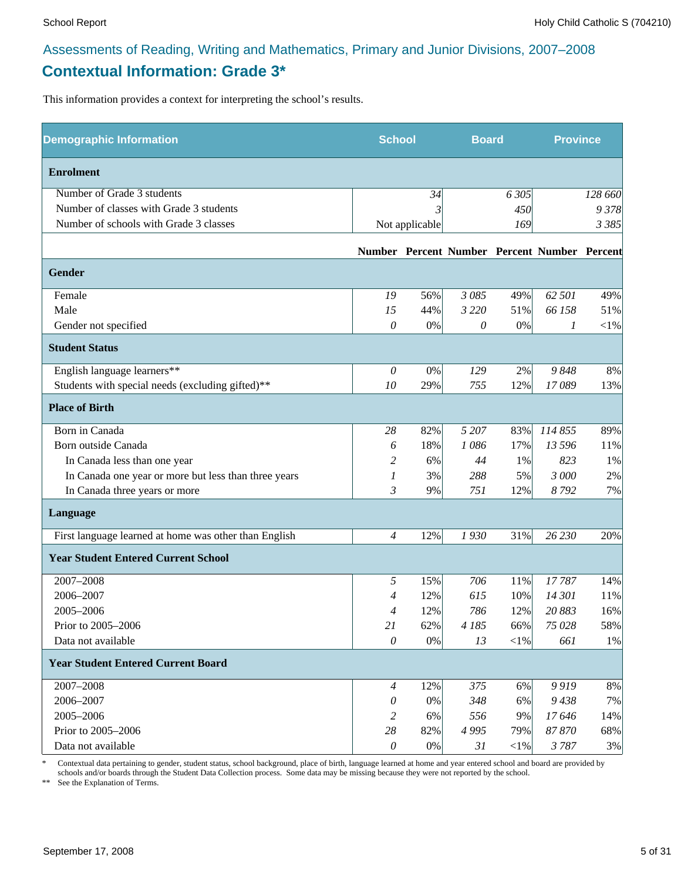Assessments of Reading, Writing and Mathematics, Primary and Junior Divisions, 2007–2008

## Contextual Information: Grade 3*

This information provides a context for interpreting the school's results.

| Demographic Information | School | | Board | | Province | |
|---|---|---|---|---|---|---|
| **Enrolment** | | | | | | |
| Number of Grade 3 students | | 34 | | 6 305 | | 128 660 |
| Number of classes with Grade 3 students | | 3 | | 450 | | 9 378 |
| Number of schools with Grade 3 classes | | Not applicable | | 169 | | 3 385 |
| | **Number** | **Percent** | **Number** | **Percent** | **Number** | **Percent** |
| **Gender** | | | | | | |
| Female | 19 | 56% | 3 085 | 49% | 62 501 | 49% |
| Male | 15 | 44% | 3 220 | 51% | 66 158 | 51% |
| Gender not specified | 0 | 0% | 0 | 0% | 1 | <1% |
| **Student Status** | | | | | | |
| English language learners** | 0 | 0% | 129 | 2% | 9 848 | 8% |
| Students with special needs (excluding gifted)** | 10 | 29% | 755 | 12% | 17 089 | 13% |
| **Place of Birth** | | | | | | |
| Born in Canada | 28 | 82% | 5 207 | 83% | 114 855 | 89% |
| Born outside Canada | 6 | 18% | 1 086 | 17% | 13 596 | 11% |
| In Canada less than one year | 2 | 6% | 44 | 1% | 823 | 1% |
| In Canada one year or more but less than three years | 1 | 3% | 288 | 5% | 3 000 | 2% |
| In Canada three years or more | 3 | 9% | 751 | 12% | 8 792 | 7% |
| **Language** | | | | | | |
| First language learned at home was other than English | 4 | 12% | 1 930 | 31% | 26 230 | 20% |
| **Year Student Entered Current School** | | | | | | |
| 2007–2008 | 5 | 15% | 706 | 11% | 17 787 | 14% |
| 2006–2007 | 4 | 12% | 615 | 10% | 14 301 | 11% |
| 2005–2006 | 4 | 12% | 786 | 12% | 20 883 | 16% |
| Prior to 2005–2006 | 21 | 62% | 4 185 | 66% | 75 028 | 58% |
| Data not available | 0 | 0% | 13 | <1% | 661 | 1% |
| **Year Student Entered Current Board** | | | | | | |
| 2007–2008 | 4 | 12% | 375 | 6% | 9 919 | 8% |
| 2006–2007 | 0 | 0% | 348 | 6% | 9 438 | 7% |
| 2005–2006 | 2 | 6% | 556 | 9% | 17 646 | 14% |
| Prior to 2005–2006 | 28 | 82% | 4 995 | 79% | 87 870 | 68% |
| Data not available | 0 | 0% | 31 | <1% | 3 787 | 3% |

\* Contextual data pertaining to gender, student status, school background, place of birth, language learned at home and year entered school and board are provided by schools and/or boards through the Student Data Collection process. Some data may be missing because they were not reported by the school.

** See the Explanation of Terms.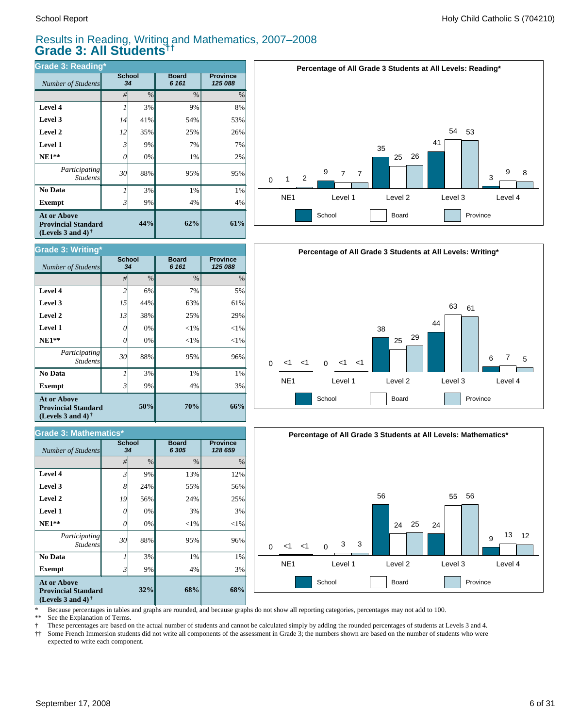# Results in Reading, Writing and Mathematics, 2007–2008
## Grade 3: All Students††

### Grade 3: Reading*

| Number of Students | School 34 | | Board 6 161 | Province 125 088 |
|---|---|---|---|---|
| | # | % | % | % |
| **Level 4** | 1 | 3% | 9% | 8% |
| **Level 3** | 14 | 41% | 54% | 53% |
| **Level 2** | 12 | 35% | 25% | 26% |
| **Level 1** | 3 | 9% | 7% | 7% |
| **NE1**** | 0 | 0% | 1% | 2% |
| *Participating Students* | 30 | 88% | 95% | 95% |
| **No Data** | 1 | 3% | 1% | 1% |
| **Exempt** | 3 | 9% | 4% | 4% |
| **At or Above Provincial Standard (Levels 3 and 4)†** | | **44%** | **62%** | **61%** |

**Percentage of All Grade 3 Students at All Levels: Reading***

| | NE1 | Level 1 | Level 2 | Level 3 | Level 4 |
|---|---|---|---|---|---|
| School | 0 | 9 | 35 | 41 | 3 |
| Board | 1 | 7 | 25 | 54 | 9 |
| Province | 2 | 7 | 26 | 53 | 8 |

### Grade 3: Writing*

| Number of Students | School 34 | | Board 6 161 | Province 125 088 |
|---|---|---|---|---|
| | # | % | % | % |
| **Level 4** | 2 | 6% | 7% | 5% |
| **Level 3** | 15 | 44% | 63% | 61% |
| **Level 2** | 13 | 38% | 25% | 29% |
| **Level 1** | 0 | 0% | <1% | <1% |
| **NE1**** | 0 | 0% | <1% | <1% |
| *Participating Students* | 30 | 88% | 95% | 96% |
| **No Data** | 1 | 3% | 1% | 1% |
| **Exempt** | 3 | 9% | 4% | 3% |
| **At or Above Provincial Standard (Levels 3 and 4)†** | | **50%** | **70%** | **66%** |

**Percentage of All Grade 3 Students at All Levels: Writing***

| | NE1 | Level 1 | Level 2 | Level 3 | Level 4 |
|---|---|---|---|---|---|
| School | 0 | 0 | 38 | 44 | 6 |
| Board | <1 | <1 | 25 | 63 | 7 |
| Province | <1 | <1 | 29 | 61 | 5 |

### Grade 3: Mathematics*

| Number of Students | School 34 | | Board 6 305 | Province 128 659 |
|---|---|---|---|---|
| | # | % | % | % |
| **Level 4** | 3 | 9% | 13% | 12% |
| **Level 3** | 8 | 24% | 55% | 56% |
| **Level 2** | 19 | 56% | 24% | 25% |
| **Level 1** | 0 | 0% | 3% | 3% |
| **NE1**** | 0 | 0% | <1% | <1% |
| *Participating Students* | 30 | 88% | 95% | 96% |
| **No Data** | 1 | 3% | 1% | 1% |
| **Exempt** | 3 | 9% | 4% | 3% |
| **At or Above Provincial Standard (Levels 3 and 4)†** | | **32%** | **68%** | **68%** |

**Percentage of All Grade 3 Students at All Levels: Mathematics***

| | NE1 | Level 1 | Level 2 | Level 3 | Level 4 |
|---|---|---|---|---|---|
| School | 0 | 0 | 56 | 24 | 9 |
| Board | <1 | 3 | 24 | 55 | 13 |
| Province | <1 | 3 | 25 | 56 | 12 |

\* Because percentages in tables and graphs are rounded, and because graphs do not show all reporting categories, percentages may not add to 100.
** See the Explanation of Terms.
† These percentages are based on the actual number of students and cannot be calculated simply by adding the rounded percentages of students at Levels 3 and 4.
†† Some French Immersion students did not write all components of the assessment in Grade 3; the numbers shown are based on the number of students who were expected to write each component.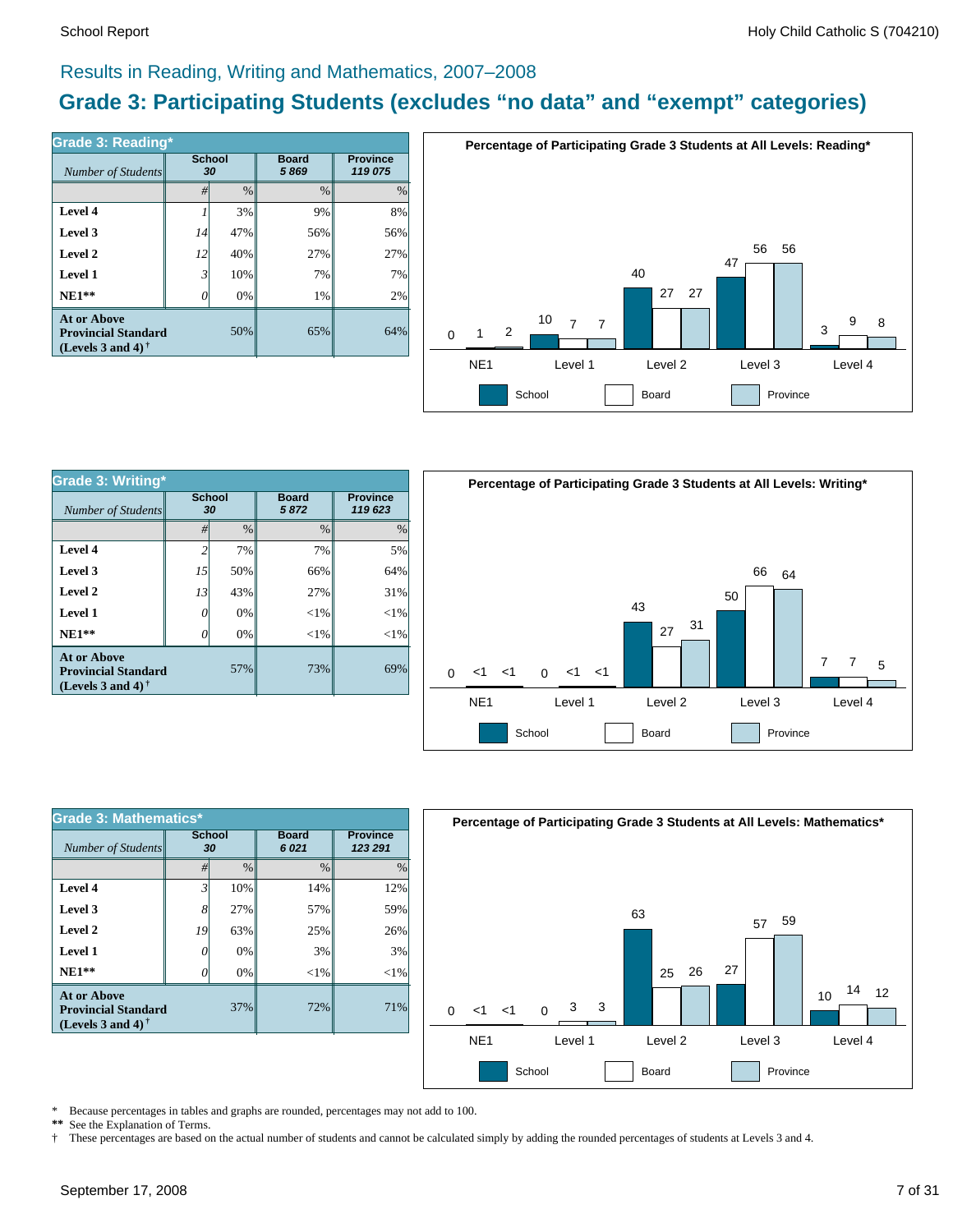## Results in Reading, Writing and Mathematics, 2007–2008

# Grade 3: Participating Students (excludes “no data” and “exempt” categories)

### Grade 3: Reading*

| *Number of Students* | School 30 | | Board 5 869 | Province 119 075 |
|---|---|---|---|---|
| | # | % | % | % |
| **Level 4** | 1 | 3% | 9% | 8% |
| **Level 3** | 14 | 47% | 56% | 56% |
| **Level 2** | 12 | 40% | 27% | 27% |
| **Level 1** | 3 | 10% | 7% | 7% |
| **NE1**** | 0 | 0% | 1% | 2% |
| **At or Above Provincial Standard (Levels 3 and 4)** † | | 50% | 65% | 64% |

**Percentage of Participating Grade 3 Students at All Levels: Reading***

| | School | Board | Province |
|---|---|---|---|
| NE1 | 0 | 1 | 2 |
| Level 1 | 10 | 7 | 7 |
| Level 2 | 40 | 27 | 27 |
| Level 3 | 47 | 56 | 56 |
| Level 4 | 3 | 9 | 8 |

### Grade 3: Writing*

| *Number of Students* | School 30 | | Board 5 872 | Province 119 623 |
|---|---|---|---|---|
| | # | % | % | % |
| **Level 4** | 2 | 7% | 7% | 5% |
| **Level 3** | 15 | 50% | 66% | 64% |
| **Level 2** | 13 | 43% | 27% | 31% |
| **Level 1** | 0 | 0% | <1% | <1% |
| **NE1**** | 0 | 0% | <1% | <1% |
| **At or Above Provincial Standard (Levels 3 and 4)** † | | 57% | 73% | 69% |

**Percentage of Participating Grade 3 Students at All Levels: Writing***

| | School | Board | Province |
|---|---|---|---|
| NE1 | 0 | <1 | <1 |
| Level 1 | 0 | <1 | <1 |
| Level 2 | 43 | 27 | 31 |
| Level 3 | 50 | 66 | 64 |
| Level 4 | 7 | 7 | 5 |

### Grade 3: Mathematics*

| *Number of Students* | School 30 | | Board 6 021 | Province 123 291 |
|---|---|---|---|---|
| | # | % | % | % |
| **Level 4** | 3 | 10% | 14% | 12% |
| **Level 3** | 8 | 27% | 57% | 59% |
| **Level 2** | 19 | 63% | 25% | 26% |
| **Level 1** | 0 | 0% | 3% | 3% |
| **NE1**** | 0 | 0% | <1% | <1% |
| **At or Above Provincial Standard (Levels 3 and 4)** † | | 37% | 72% | 71% |

**Percentage of Participating Grade 3 Students at All Levels: Mathematics***

| | School | Board | Province |
|---|---|---|---|
| NE1 | 0 | <1 | <1 |
| Level 1 | 0 | 3 | 3 |
| Level 2 | 63 | 25 | 26 |
| Level 3 | 27 | 57 | 59 |
| Level 4 | 10 | 14 | 12 |

\* Because percentages in tables and graphs are rounded, percentages may not add to 100.

** See the Explanation of Terms.

† These percentages are based on the actual number of students and cannot be calculated simply by adding the rounded percentages of students at Levels 3 and 4.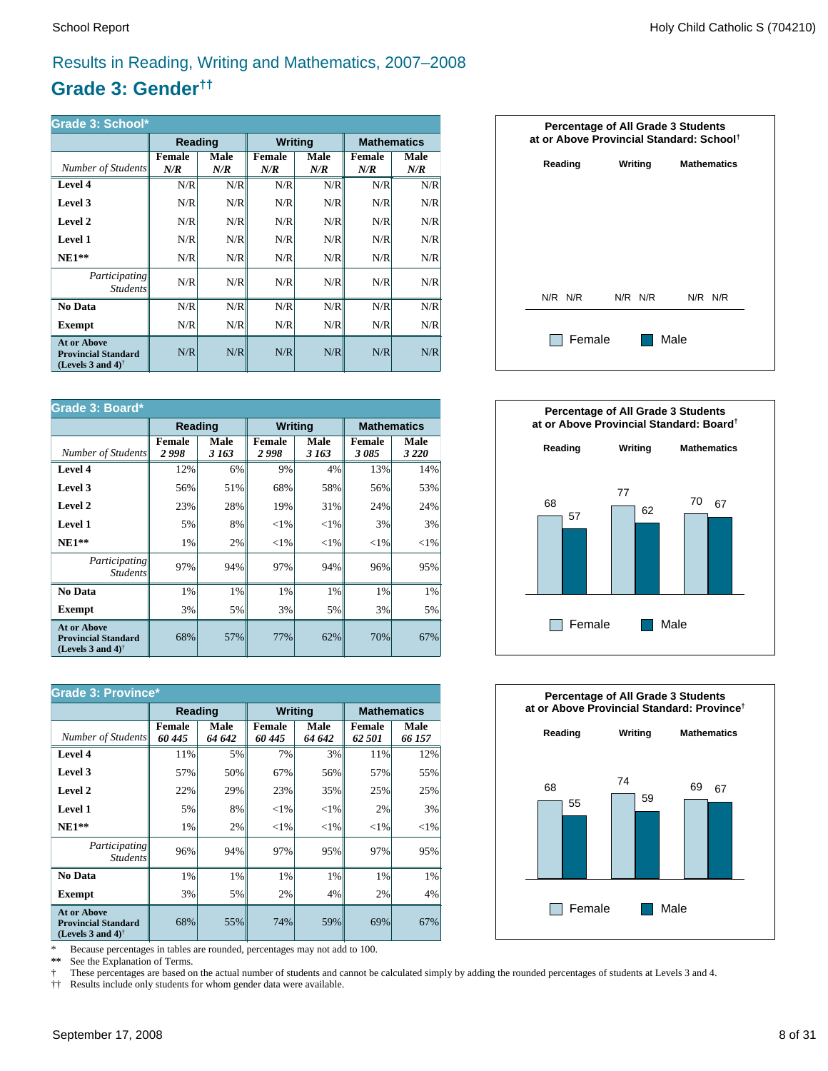# Results in Reading, Writing and Mathematics, 2007–2008

## Grade 3: Gender††

| Grade 3: School* | Reading | | Writing | | Mathematics | |
|---|---|---|---|---|---|---|
| *Number of Students* | Female *N/R* | Male *N/R* | Female *N/R* | Male *N/R* | Female *N/R* | Male *N/R* |
| **Level 4** | N/R | N/R | N/R | N/R | N/R | N/R |
| **Level 3** | N/R | N/R | N/R | N/R | N/R | N/R |
| **Level 2** | N/R | N/R | N/R | N/R | N/R | N/R |
| **Level 1** | N/R | N/R | N/R | N/R | N/R | N/R |
| **NE1**** | N/R | N/R | N/R | N/R | N/R | N/R |
| *Participating Students* | N/R | N/R | N/R | N/R | N/R | N/R |
| **No Data** | N/R | N/R | N/R | N/R | N/R | N/R |
| **Exempt** | N/R | N/R | N/R | N/R | N/R | N/R |
| **At or Above Provincial Standard (Levels 3 and 4)†** | N/R | N/R | N/R | N/R | N/R | N/R |

**Percentage of All Grade 3 Students at or Above Provincial Standard: School†**

| | Reading | Writing | Mathematics |
|---|---|---|---|
| Female | N/R | N/R | N/R |
| Male | N/R | N/R | N/R |

| Grade 3: Board* | Reading | | Writing | | Mathematics | |
|---|---|---|---|---|---|---|
| *Number of Students* | Female *2 998* | Male *3 163* | Female *2 998* | Male *3 163* | Female *3 085* | Male *3 220* |
| **Level 4** | 12% | 6% | 9% | 4% | 13% | 14% |
| **Level 3** | 56% | 51% | 68% | 58% | 56% | 53% |
| **Level 2** | 23% | 28% | 19% | 31% | 24% | 24% |
| **Level 1** | 5% | 8% | <1% | <1% | 3% | 3% |
| **NE1**** | 1% | 2% | <1% | <1% | <1% | <1% |
| *Participating Students* | 97% | 94% | 97% | 94% | 96% | 95% |
| **No Data** | 1% | 1% | 1% | 1% | 1% | 1% |
| **Exempt** | 3% | 5% | 3% | 5% | 3% | 5% |
| **At or Above Provincial Standard (Levels 3 and 4)†** | 68% | 57% | 77% | 62% | 70% | 67% |

**Percentage of All Grade 3 Students at or Above Provincial Standard: Board†**

| | Reading | Writing | Mathematics |
|---|---|---|---|
| Female | 68 | 77 | 70 |
| Male | 57 | 62 | 67 |

| Grade 3: Province* | Reading | | Writing | | Mathematics | |
|---|---|---|---|---|---|---|
| *Number of Students* | Female *60 445* | Male *64 642* | Female *60 445* | Male *64 642* | Female *62 501* | Male *66 157* |
| **Level 4** | 11% | 5% | 7% | 3% | 11% | 12% |
| **Level 3** | 57% | 50% | 67% | 56% | 57% | 55% |
| **Level 2** | 22% | 29% | 23% | 35% | 25% | 25% |
| **Level 1** | 5% | 8% | <1% | <1% | 2% | 3% |
| **NE1**** | 1% | 2% | <1% | <1% | <1% | <1% |
| *Participating Students* | 96% | 94% | 97% | 95% | 97% | 95% |
| **No Data** | 1% | 1% | 1% | 1% | 1% | 1% |
| **Exempt** | 3% | 5% | 2% | 4% | 2% | 4% |
| **At or Above Provincial Standard (Levels 3 and 4)†** | 68% | 55% | 74% | 59% | 69% | 67% |

**Percentage of All Grade 3 Students at or Above Provincial Standard: Province†**

| | Reading | Writing | Mathematics |
|---|---|---|---|
| Female | 68 | 74 | 69 |
| Male | 55 | 59 | 67 |

\* Because percentages in tables are rounded, percentages may not add to 100.

** See the Explanation of Terms.

† These percentages are based on the actual number of students and cannot be calculated simply by adding the rounded percentages of students at Levels 3 and 4.

†† Results include only students for whom gender data were available.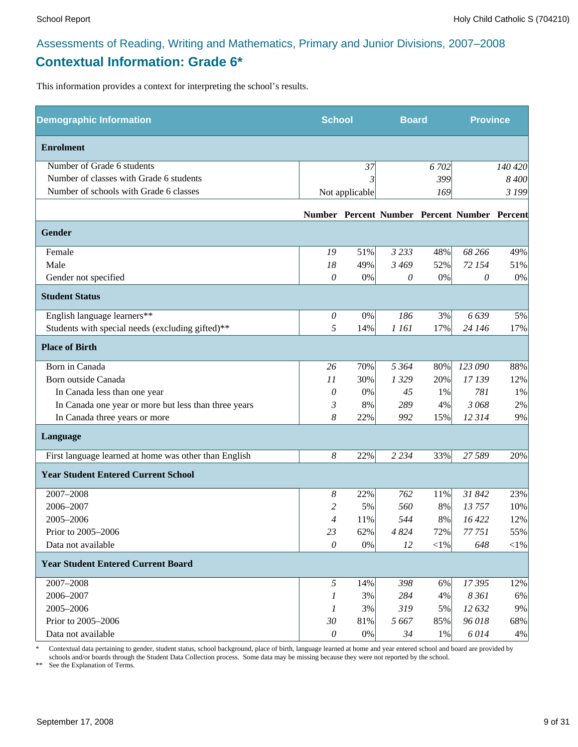## Assessments of Reading, Writing and Mathematics, Primary and Junior Divisions, 2007–2008

# Contextual Information: Grade 6*

This information provides a context for interpreting the school's results.

| Demographic Information | School | | Board | | Province | |
|---|---|---|---|---|---|---|
| **Enrolment** | | | | | | |
| Number of Grade 6 students | | 37 | | 6 702 | | 140 420 |
| Number of classes with Grade 6 students | | 3 | | 399 | | 8 400 |
| Number of schools with Grade 6 classes | | Not applicable | | 169 | | 3 199 |
| | **Number** | **Percent** | **Number** | **Percent** | **Number** | **Percent** |
| **Gender** | | | | | | |
| Female | 19 | 51% | 3 233 | 48% | 68 266 | 49% |
| Male | 18 | 49% | 3 469 | 52% | 72 154 | 51% |
| Gender not specified | 0 | 0% | 0 | 0% | 0 | 0% |
| **Student Status** | | | | | | |
| English language learners** | 0 | 0% | 186 | 3% | 6 639 | 5% |
| Students with special needs (excluding gifted)** | 5 | 14% | 1 161 | 17% | 24 146 | 17% |
| **Place of Birth** | | | | | | |
| Born in Canada | 26 | 70% | 5 364 | 80% | 123 090 | 88% |
| Born outside Canada | 11 | 30% | 1 329 | 20% | 17 139 | 12% |
| In Canada less than one year | 0 | 0% | 45 | 1% | 781 | 1% |
| In Canada one year or more but less than three years | 3 | 8% | 289 | 4% | 3 068 | 2% |
| In Canada three years or more | 8 | 22% | 992 | 15% | 12 314 | 9% |
| **Language** | | | | | | |
| First language learned at home was other than English | 8 | 22% | 2 234 | 33% | 27 589 | 20% |
| **Year Student Entered Current School** | | | | | | |
| 2007–2008 | 8 | 22% | 762 | 11% | 31 842 | 23% |
| 2006–2007 | 2 | 5% | 560 | 8% | 13 757 | 10% |
| 2005–2006 | 4 | 11% | 544 | 8% | 16 422 | 12% |
| Prior to 2005–2006 | 23 | 62% | 4 824 | 72% | 77 751 | 55% |
| Data not available | 0 | 0% | 12 | <1% | 648 | <1% |
| **Year Student Entered Current Board** | | | | | | |
| 2007–2008 | 5 | 14% | 398 | 6% | 17 395 | 12% |
| 2006–2007 | 1 | 3% | 284 | 4% | 8 361 | 6% |
| 2005–2006 | 1 | 3% | 319 | 5% | 12 632 | 9% |
| Prior to 2005–2006 | 30 | 81% | 5 667 | 85% | 96 018 | 68% |
| Data not available | 0 | 0% | 34 | 1% | 6 014 | 4% |

\* Contextual data pertaining to gender, student status, school background, place of birth, language learned at home and year entered school and board are provided by schools and/or boards through the Student Data Collection process. Some data may be missing because they were not reported by the school.

** See the Explanation of Terms.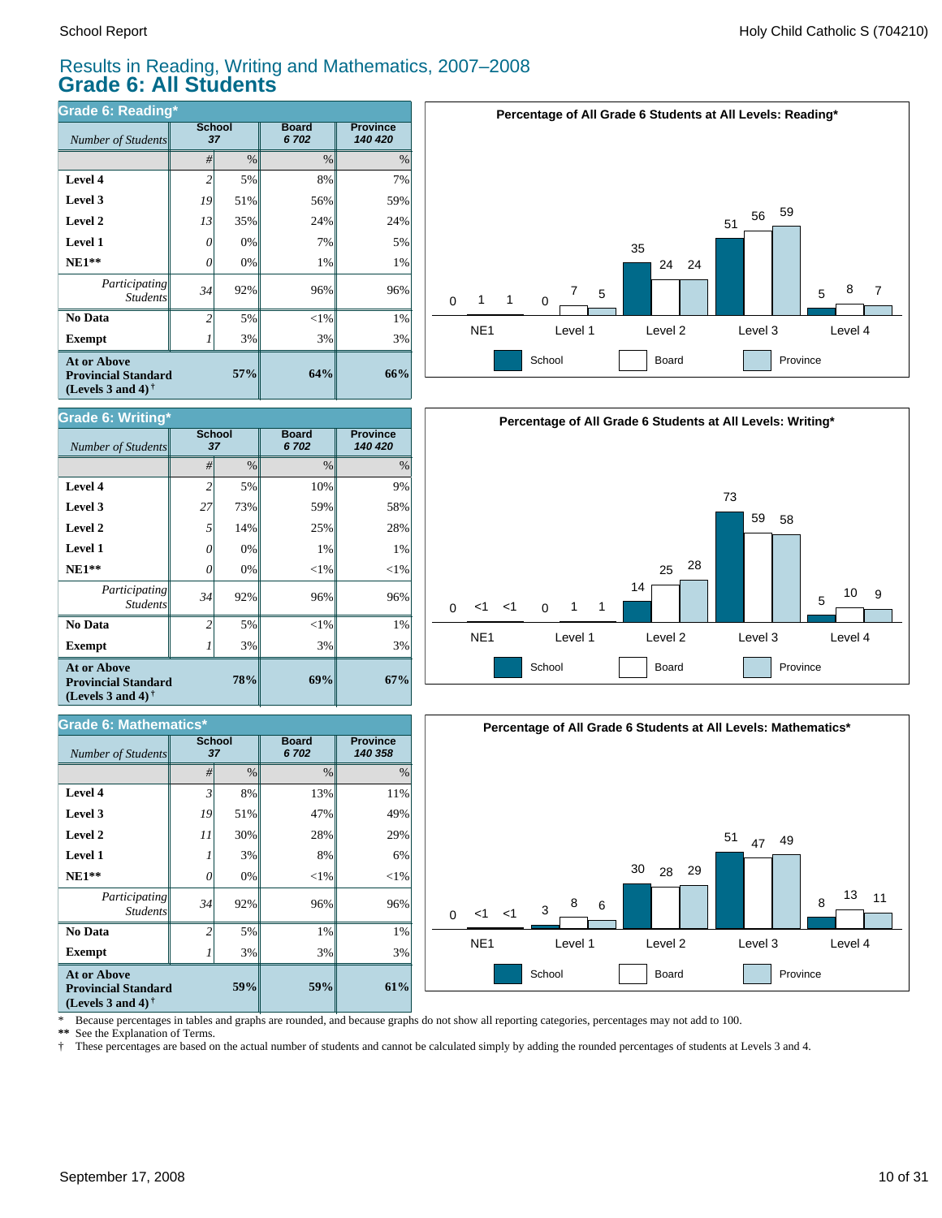## Results in Reading, Writing and Mathematics, 2007–2008

# Grade 6: All Students

### Grade 6: Reading*

| Number of Students | School 37 | | Board 6 702 | Province 140 420 |
|---|---|---|---|---|
| | # | % | % | % |
| **Level 4** | 2 | 5% | 8% | 7% |
| **Level 3** | 19 | 51% | 56% | 59% |
| **Level 2** | 13 | 35% | 24% | 24% |
| **Level 1** | 0 | 0% | 7% | 5% |
| **NE1**** | 0 | 0% | 1% | 1% |
| *Participating Students* | 34 | 92% | 96% | 96% |
| **No Data** | 2 | 5% | <1% | 1% |
| **Exempt** | 1 | 3% | 3% | 3% |
| **At or Above Provincial Standard (Levels 3 and 4)†** | | **57%** | **64%** | **66%** |

**Percentage of All Grade 6 Students at All Levels: Reading***

| | School | Board | Province |
|---|---|---|---|
| NE1 | 0 | 1 | 1 |
| Level 1 | 0 | 7 | 5 |
| Level 2 | 35 | 24 | 24 |
| Level 3 | 51 | 56 | 59 |
| Level 4 | 5 | 8 | 7 |

### Grade 6: Writing*

| Number of Students | School 37 | | Board 6 702 | Province 140 420 |
|---|---|---|---|---|
| | # | % | % | % |
| **Level 4** | 2 | 5% | 10% | 9% |
| **Level 3** | 27 | 73% | 59% | 58% |
| **Level 2** | 5 | 14% | 25% | 28% |
| **Level 1** | 0 | 0% | 1% | 1% |
| **NE1**** | 0 | 0% | <1% | <1% |
| *Participating Students* | 34 | 92% | 96% | 96% |
| **No Data** | 2 | 5% | <1% | 1% |
| **Exempt** | 1 | 3% | 3% | 3% |
| **At or Above Provincial Standard (Levels 3 and 4)†** | | **78%** | **69%** | **67%** |

**Percentage of All Grade 6 Students at All Levels: Writing***

| | School | Board | Province |
|---|---|---|---|
| NE1 | 0 | <1 | <1 |
| Level 1 | 0 | 1 | 1 |
| Level 2 | 14 | 25 | 28 |
| Level 3 | 73 | 59 | 58 |
| Level 4 | 5 | 10 | 9 |

### Grade 6: Mathematics*

| Number of Students | School 37 | | Board 6 702 | Province 140 358 |
|---|---|---|---|---|
| | # | % | % | % |
| **Level 4** | 3 | 8% | 13% | 11% |
| **Level 3** | 19 | 51% | 47% | 49% |
| **Level 2** | 11 | 30% | 28% | 29% |
| **Level 1** | 1 | 3% | 8% | 6% |
| **NE1**** | 0 | 0% | <1% | <1% |
| *Participating Students* | 34 | 92% | 96% | 96% |
| **No Data** | 2 | 5% | 1% | 1% |
| **Exempt** | 1 | 3% | 3% | 3% |
| **At or Above Provincial Standard (Levels 3 and 4)†** | | **59%** | **59%** | **61%** |

**Percentage of All Grade 6 Students at All Levels: Mathematics***

| | School | Board | Province |
|---|---|---|---|
| NE1 | 0 | <1 | <1 |
| Level 1 | 3 | 8 | 6 |
| Level 2 | 30 | 28 | 29 |
| Level 3 | 51 | 47 | 49 |
| Level 4 | 8 | 13 | 11 |

\* Because percentages in tables and graphs are rounded, and because graphs do not show all reporting categories, percentages may not add to 100.

** See the Explanation of Terms.

† These percentages are based on the actual number of students and cannot be calculated simply by adding the rounded percentages of students at Levels 3 and 4.

September 17, 2008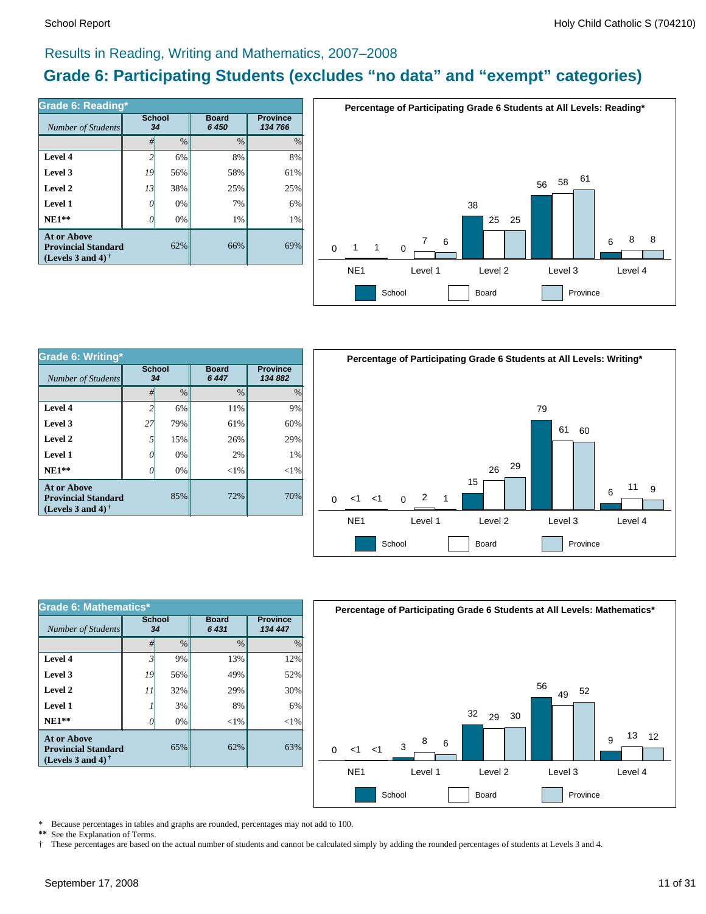## Results in Reading, Writing and Mathematics, 2007–2008

# Grade 6: Participating Students (excludes “no data” and “exempt” categories)

**Grade 6: Reading***

| *Number of Students* | School 34 | | Board 6 450 | Province 134 766 |
|---|---|---|---|---|
| | # | % | % | % |
| **Level 4** | 2 | 6% | 8% | 8% |
| **Level 3** | 19 | 56% | 58% | 61% |
| **Level 2** | 13 | 38% | 25% | 25% |
| **Level 1** | 0 | 0% | 7% | 6% |
| **NE1**** | 0 | 0% | 1% | 1% |
| **At or Above Provincial Standard (Levels 3 and 4)** † | | 62% | 66% | 69% |

**Percentage of Participating Grade 6 Students at All Levels: Reading***

| | School | Board | Province |
|---|---|---|---|
| NE1 | 0 | 1 | 1 |
| Level 1 | 0 | 7 | 6 |
| Level 2 | 38 | 25 | 25 |
| Level 3 | 56 | 58 | 61 |
| Level 4 | 6 | 8 | 8 |

**Grade 6: Writing***

| *Number of Students* | School 34 | | Board 6 447 | Province 134 882 |
|---|---|---|---|---|
| | # | % | % | % |
| **Level 4** | 2 | 6% | 11% | 9% |
| **Level 3** | 27 | 79% | 61% | 60% |
| **Level 2** | 5 | 15% | 26% | 29% |
| **Level 1** | 0 | 0% | 2% | 1% |
| **NE1**** | 0 | 0% | <1% | <1% |
| **At or Above Provincial Standard (Levels 3 and 4)** † | | 85% | 72% | 70% |

**Percentage of Participating Grade 6 Students at All Levels: Writing***

| | School | Board | Province |
|---|---|---|---|
| NE1 | 0 | <1 | <1 |
| Level 1 | 0 | 2 | 1 |
| Level 2 | 15 | 26 | 29 |
| Level 3 | 79 | 61 | 60 |
| Level 4 | 6 | 11 | 9 |

**Grade 6: Mathematics***

| *Number of Students* | School 34 | | Board 6 431 | Province 134 447 |
|---|---|---|---|---|
| | # | % | % | % |
| **Level 4** | 3 | 9% | 13% | 12% |
| **Level 3** | 19 | 56% | 49% | 52% |
| **Level 2** | 11 | 32% | 29% | 30% |
| **Level 1** | 1 | 3% | 8% | 6% |
| **NE1**** | 0 | 0% | <1% | <1% |
| **At or Above Provincial Standard (Levels 3 and 4)** † | | 65% | 62% | 63% |

**Percentage of Participating Grade 6 Students at All Levels: Mathematics***

| | School | Board | Province |
|---|---|---|---|
| NE1 | 0 | <1 | <1 |
| Level 1 | 3 | 8 | 6 |
| Level 2 | 32 | 29 | 30 |
| Level 3 | 56 | 49 | 52 |
| Level 4 | 9 | 13 | 12 |

\* Because percentages in tables and graphs are rounded, percentages may not add to 100.
** See the Explanation of Terms.
† These percentages are based on the actual number of students and cannot be calculated simply by adding the rounded percentages of students at Levels 3 and 4.

September 17, 2008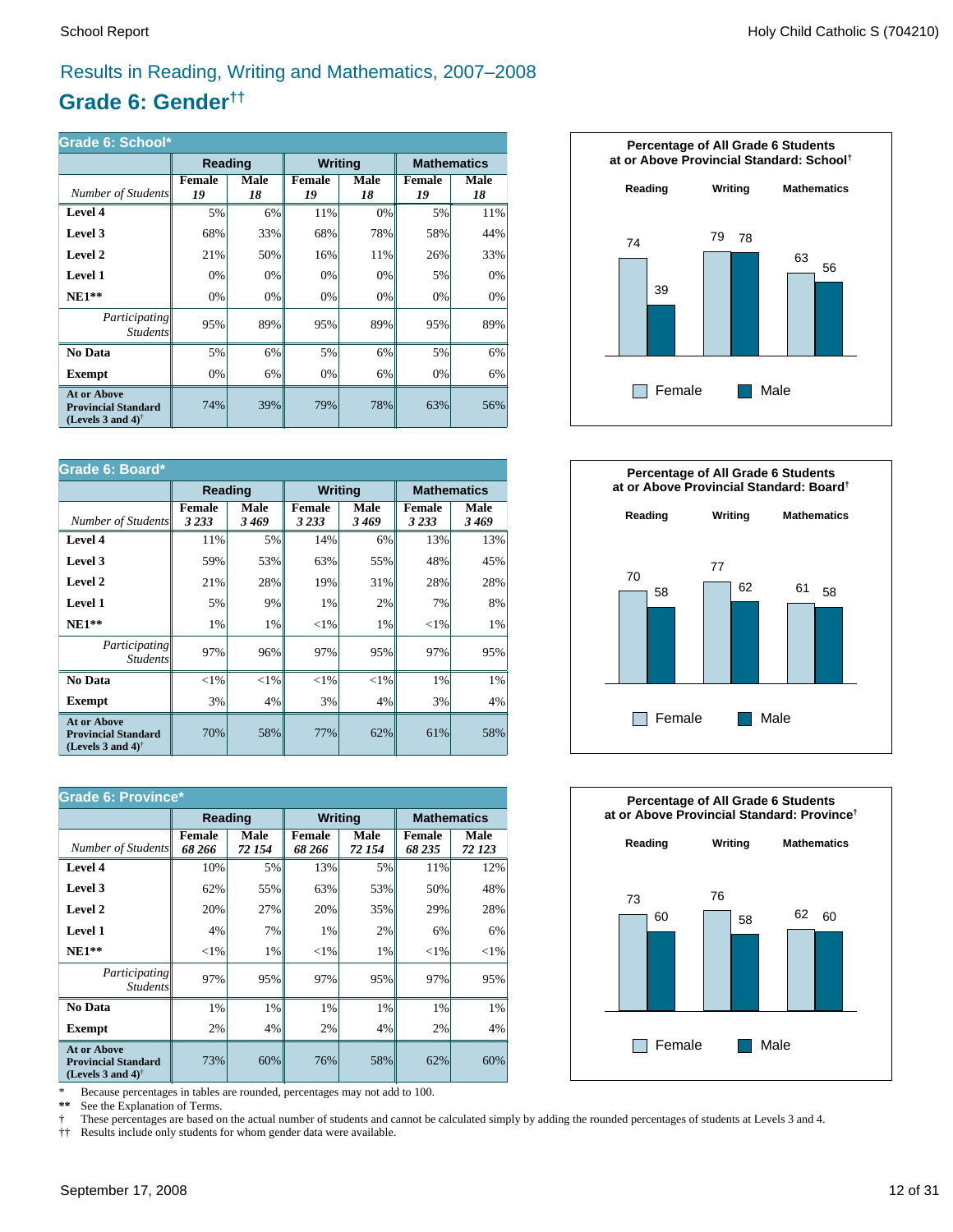# Results in Reading, Writing and Mathematics, 2007–2008

## Grade 6: Gender††

**Grade 6: School***

| | Reading | | Writing | | Mathematics | |
|---|---|---|---|---|---|---|
| *Number of Students* | **Female** *19* | **Male** *18* | **Female** *19* | **Male** *18* | **Female** *19* | **Male** *18* |
| **Level 4** | 5% | 6% | 11% | 0% | 5% | 11% |
| **Level 3** | 68% | 33% | 68% | 78% | 58% | 44% |
| **Level 2** | 21% | 50% | 16% | 11% | 26% | 33% |
| **Level 1** | 0% | 0% | 0% | 0% | 5% | 0% |
| **NE1**** | 0% | 0% | 0% | 0% | 0% | 0% |
| *Participating Students* | 95% | 89% | 95% | 89% | 95% | 89% |
| **No Data** | 5% | 6% | 5% | 6% | 5% | 6% |
| **Exempt** | 0% | 6% | 0% | 6% | 0% | 6% |
| **At or Above Provincial Standard (Levels 3 and 4)†** | 74% | 39% | 79% | 78% | 63% | 56% |

**Percentage of All Grade 6 Students at or Above Provincial Standard: School†**

| | Female | Male |
|---|---|---|
| Reading | 74 | 39 |
| Writing | 79 | 78 |
| Mathematics | 63 | 56 |

**Grade 6: Board***

| | Reading | | Writing | | Mathematics | |
|---|---|---|---|---|---|---|
| *Number of Students* | **Female** *3 233* | **Male** *3 469* | **Female** *3 233* | **Male** *3 469* | **Female** *3 233* | **Male** *3 469* |
| **Level 4** | 11% | 5% | 14% | 6% | 13% | 13% |
| **Level 3** | 59% | 53% | 63% | 55% | 48% | 45% |
| **Level 2** | 21% | 28% | 19% | 31% | 28% | 28% |
| **Level 1** | 5% | 9% | 1% | 2% | 7% | 8% |
| **NE1**** | 1% | 1% | <1% | 1% | <1% | 1% |
| *Participating Students* | 97% | 96% | 97% | 95% | 97% | 95% |
| **No Data** | <1% | <1% | <1% | <1% | 1% | 1% |
| **Exempt** | 3% | 4% | 3% | 4% | 3% | 4% |
| **At or Above Provincial Standard (Levels 3 and 4)†** | 70% | 58% | 77% | 62% | 61% | 58% |

**Percentage of All Grade 6 Students at or Above Provincial Standard: Board†**

| | Female | Male |
|---|---|---|
| Reading | 70 | 58 |
| Writing | 77 | 62 |
| Mathematics | 61 | 58 |

**Grade 6: Province***

| | Reading | | Writing | | Mathematics | |
|---|---|---|---|---|---|---|
| *Number of Students* | **Female** *68 266* | **Male** *72 154* | **Female** *68 266* | **Male** *72 154* | **Female** *68 235* | **Male** *72 123* |
| **Level 4** | 10% | 5% | 13% | 5% | 11% | 12% |
| **Level 3** | 62% | 55% | 63% | 53% | 50% | 48% |
| **Level 2** | 20% | 27% | 20% | 35% | 29% | 28% |
| **Level 1** | 4% | 7% | 1% | 2% | 6% | 6% |
| **NE1**** | <1% | 1% | <1% | 1% | <1% | <1% |
| *Participating Students* | 97% | 95% | 97% | 95% | 97% | 95% |
| **No Data** | 1% | 1% | 1% | 1% | 1% | 1% |
| **Exempt** | 2% | 4% | 2% | 4% | 2% | 4% |
| **At or Above Provincial Standard (Levels 3 and 4)†** | 73% | 60% | 76% | 58% | 62% | 60% |

**Percentage of All Grade 6 Students at or Above Provincial Standard: Province†**

| | Female | Male |
|---|---|---|
| Reading | 73 | 60 |
| Writing | 76 | 58 |
| Mathematics | 62 | 60 |

\* Because percentages in tables are rounded, percentages may not add to 100.
** See the Explanation of Terms.
† These percentages are based on the actual number of students and cannot be calculated simply by adding the rounded percentages of students at Levels 3 and 4.
†† Results include only students for whom gender data were available.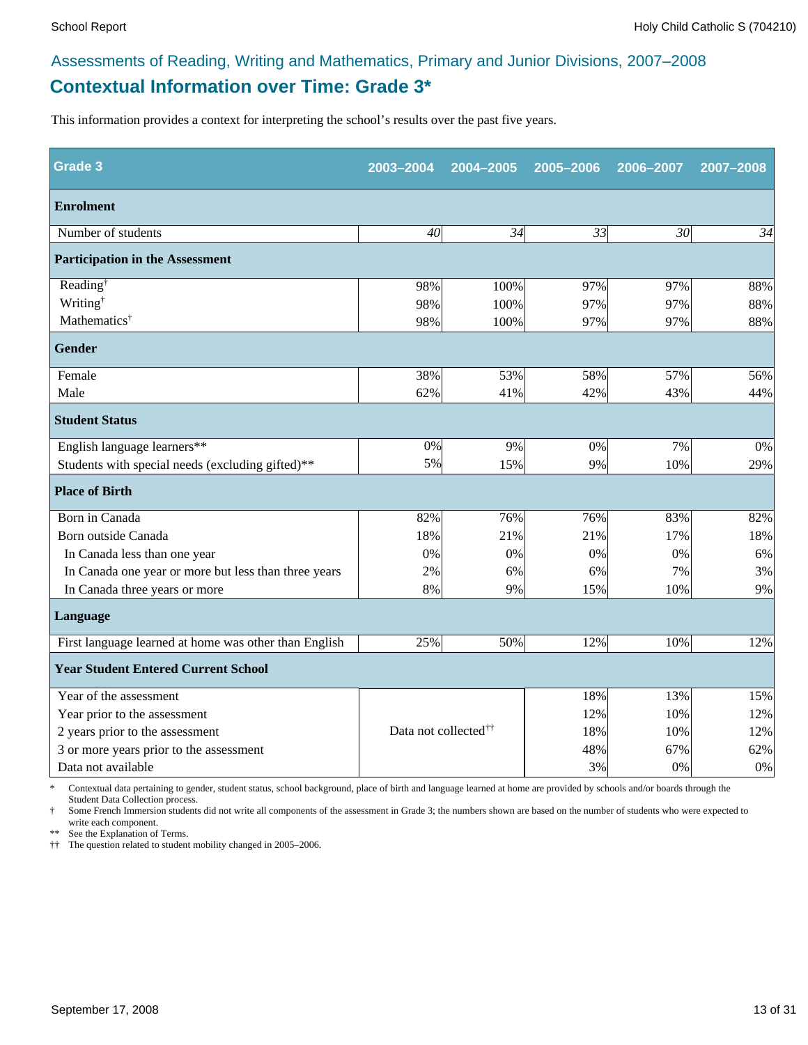Assessments of Reading, Writing and Mathematics, Primary and Junior Divisions, 2007–2008

## Contextual Information over Time: Grade 3*

This information provides a context for interpreting the school's results over the past five years.

| Grade 3 | 2003–2004 | 2004–2005 | 2005–2006 | 2006–2007 | 2007–2008 |
|---|---|---|---|---|---|
| **Enrolment** | | | | | |
| Number of students | *40* | *34* | *33* | *30* | *34* |
| **Participation in the Assessment** | | | | | |
| Reading† | 98% | 100% | 97% | 97% | 88% |
| Writing† | 98% | 100% | 97% | 97% | 88% |
| Mathematics† | 98% | 100% | 97% | 97% | 88% |
| **Gender** | | | | | |
| Female | 38% | 53% | 58% | 57% | 56% |
| Male | 62% | 41% | 42% | 43% | 44% |
| **Student Status** | | | | | |
| English language learners** | 0% | 9% | 0% | 7% | 0% |
| Students with special needs (excluding gifted)** | 5% | 15% | 9% | 10% | 29% |
| **Place of Birth** | | | | | |
| Born in Canada | 82% | 76% | 76% | 83% | 82% |
| Born outside Canada | 18% | 21% | 21% | 17% | 18% |
| In Canada less than one year | 0% | 0% | 0% | 0% | 6% |
| In Canada one year or more but less than three years | 2% | 6% | 6% | 7% | 3% |
| In Canada three years or more | 8% | 9% | 15% | 10% | 9% |
| **Language** | | | | | |
| First language learned at home was other than English | 25% | 50% | 12% | 10% | 12% |
| **Year Student Entered Current School** | | | | | |
| Year of the assessment | Data not collected†† | | 18% | 13% | 15% |
| Year prior to the assessment | | | 12% | 10% | 12% |
| 2 years prior to the assessment | | | 18% | 10% | 12% |
| 3 or more years prior to the assessment | | | 48% | 67% | 62% |
| Data not available | | | 3% | 0% | 0% |

\* Contextual data pertaining to gender, student status, school background, place of birth and language learned at home are provided by schools and/or boards through the Student Data Collection process.

† Some French Immersion students did not write all components of the assessment in Grade 3; the numbers shown are based on the number of students who were expected to write each component.

** See the Explanation of Terms.

†† The question related to student mobility changed in 2005–2006.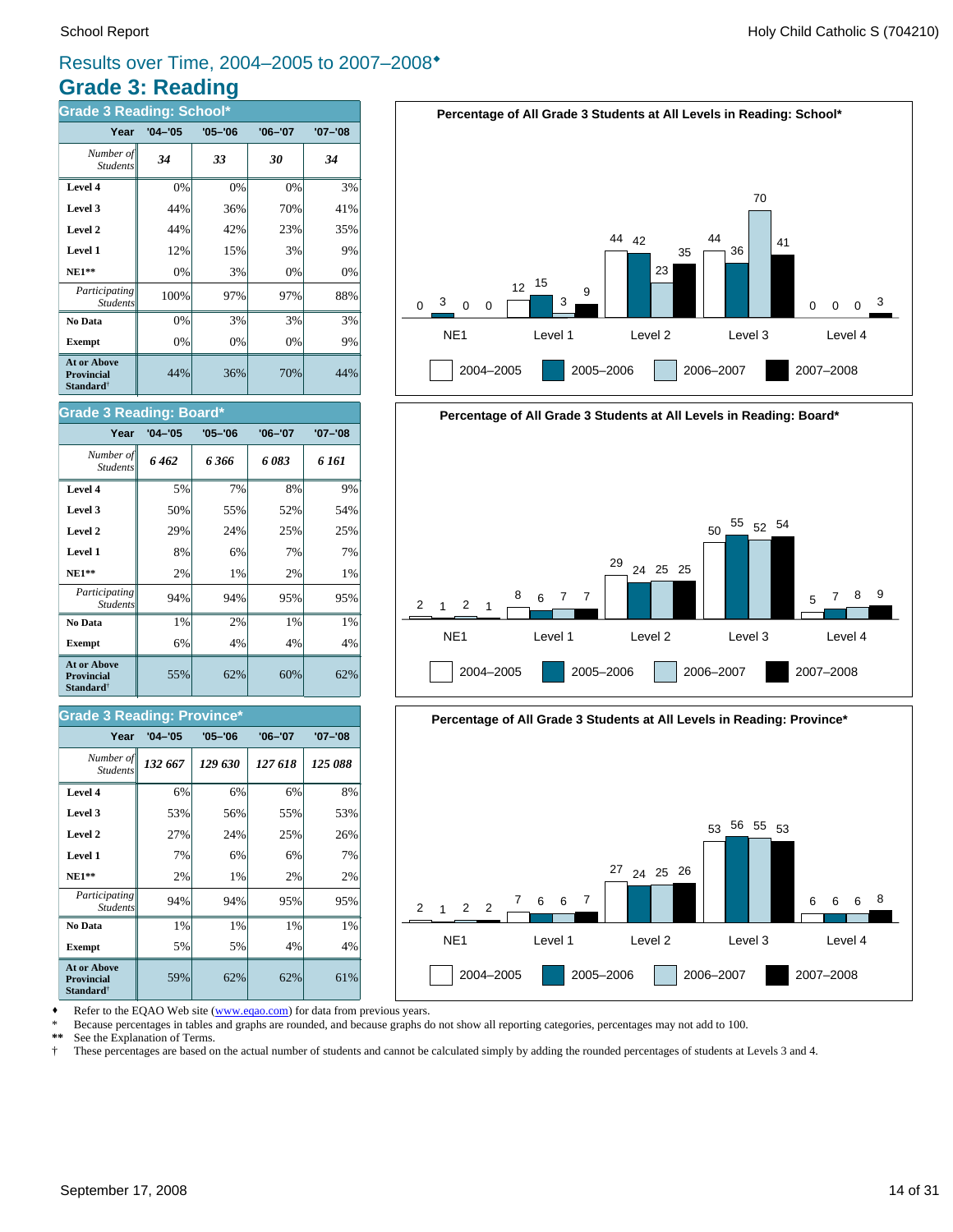School Report — Holy Child Catholic S (704210)

## Results over Time, 2004–2005 to 2007–2008♦

# Grade 3: Reading

### Grade 3 Reading: School*

| Year | '04–'05 | '05–'06 | '06–'07 | '07–'08 |
|---|---|---|---|---|
| *Number of Students* | ***34*** | ***33*** | ***30*** | ***34*** |
| **Level 4** | 0% | 0% | 0% | 3% |
| **Level 3** | 44% | 36% | 70% | 41% |
| **Level 2** | 44% | 42% | 23% | 35% |
| **Level 1** | 12% | 15% | 3% | 9% |
| **NE1**** | 0% | 3% | 0% | 0% |
| *Participating Students* | 100% | 97% | 97% | 88% |
| **No Data** | 0% | 3% | 3% | 3% |
| **Exempt** | 0% | 0% | 0% | 9% |
| **At or Above Provincial Standard†** | 44% | 36% | 70% | 44% |

**Percentage of All Grade 3 Students at All Levels in Reading: School***

| | NE1 | Level 1 | Level 2 | Level 3 | Level 4 |
|---|---|---|---|---|---|
| 2004–2005 | 0 | 12 | 44 | 44 | 0 |
| 2005–2006 | 3 | 15 | 42 | 36 | 0 |
| 2006–2007 | 0 | 3 | 23 | 70 | 0 |
| 2007–2008 | 0 | 9 | 35 | 41 | 3 |

### Grade 3 Reading: Board*

| Year | '04–'05 | '05–'06 | '06–'07 | '07–'08 |
|---|---|---|---|---|
| *Number of Students* | ***6 462*** | ***6 366*** | ***6 083*** | ***6 161*** |
| **Level 4** | 5% | 7% | 8% | 9% |
| **Level 3** | 50% | 55% | 52% | 54% |
| **Level 2** | 29% | 24% | 25% | 25% |
| **Level 1** | 8% | 6% | 7% | 7% |
| **NE1**** | 2% | 1% | 2% | 1% |
| *Participating Students* | 94% | 94% | 95% | 95% |
| **No Data** | 1% | 2% | 1% | 1% |
| **Exempt** | 6% | 4% | 4% | 4% |
| **At or Above Provincial Standard†** | 55% | 62% | 60% | 62% |

**Percentage of All Grade 3 Students at All Levels in Reading: Board***

| | NE1 | Level 1 | Level 2 | Level 3 | Level 4 |
|---|---|---|---|---|---|
| 2004–2005 | 2 | 8 | 29 | 50 | 5 |
| 2005–2006 | 1 | 6 | 24 | 55 | 7 |
| 2006–2007 | 2 | 7 | 25 | 52 | 8 |
| 2007–2008 | 1 | 7 | 25 | 54 | 9 |

### Grade 3 Reading: Province*

| Year | '04–'05 | '05–'06 | '06–'07 | '07–'08 |
|---|---|---|---|---|
| *Number of Students* | ***132 667*** | ***129 630*** | ***127 618*** | ***125 088*** |
| **Level 4** | 6% | 6% | 6% | 8% |
| **Level 3** | 53% | 56% | 55% | 53% |
| **Level 2** | 27% | 24% | 25% | 26% |
| **Level 1** | 7% | 6% | 6% | 7% |
| **NE1**** | 2% | 1% | 2% | 2% |
| *Participating Students* | 94% | 94% | 95% | 95% |
| **No Data** | 1% | 1% | 1% | 1% |
| **Exempt** | 5% | 5% | 4% | 4% |
| **At or Above Provincial Standard†** | 59% | 62% | 62% | 61% |

**Percentage of All Grade 3 Students at All Levels in Reading: Province***

| | NE1 | Level 1 | Level 2 | Level 3 | Level 4 |
|---|---|---|---|---|---|
| 2004–2005 | 2 | 7 | 27 | 53 | 6 |
| 2005–2006 | 1 | 6 | 24 | 56 | 6 |
| 2006–2007 | 2 | 6 | 25 | 55 | 6 |
| 2007–2008 | 2 | 7 | 26 | 53 | 8 |

♦ Refer to the EQAO Web site (www.eqao.com) for data from previous years.

\* Because percentages in tables and graphs are rounded, and because graphs do not show all reporting categories, percentages may not add to 100.

** See the Explanation of Terms.

† These percentages are based on the actual number of students and cannot be calculated simply by adding the rounded percentages of students at Levels 3 and 4.

September 17, 2008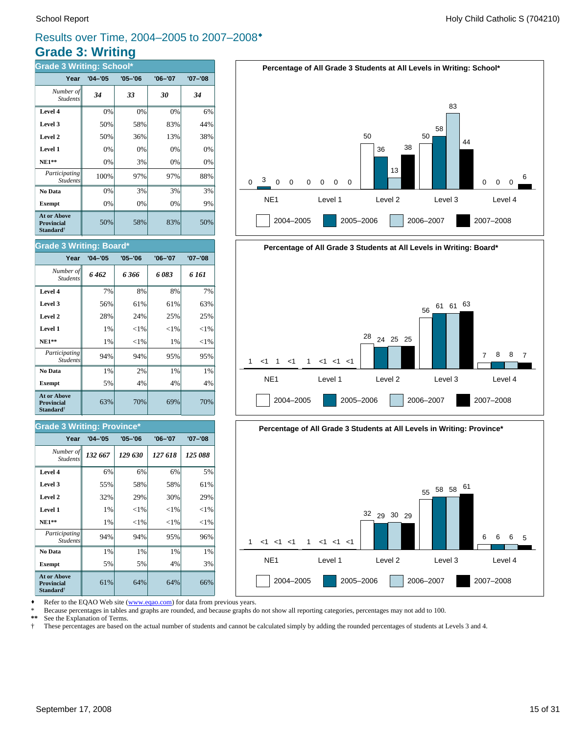## Results over Time, 2004–2005 to 2007–2008♦

# Grade 3: Writing

### Grade 3 Writing: School*

| Year | '04–'05 | '05–'06 | '06–'07 | '07–'08 |
|---|---|---|---|---|
| *Number of Students* | *34* | *33* | *30* | *34* |
| **Level 4** | 0% | 0% | 0% | 6% |
| **Level 3** | 50% | 58% | 83% | 44% |
| **Level 2** | 50% | 36% | 13% | 38% |
| **Level 1** | 0% | 0% | 0% | 0% |
| **NE1**** | 0% | 3% | 0% | 0% |
| *Participating Students* | 100% | 97% | 97% | 88% |
| **No Data** | 0% | 3% | 3% | 3% |
| **Exempt** | 0% | 0% | 0% | 9% |
| **At or Above Provincial Standard†** | 50% | 58% | 83% | 50% |

**Percentage of All Grade 3 Students at All Levels in Writing: School***

| | NE1 | Level 1 | Level 2 | Level 3 | Level 4 |
|---|---|---|---|---|---|
| 2004–2005 | 0 | 0 | 50 | 50 | 0 |
| 2005–2006 | 3 | 0 | 36 | 58 | 0 |
| 2006–2007 | 0 | 0 | 13 | 83 | 0 |
| 2007–2008 | 0 | 0 | 38 | 44 | 6 |

### Grade 3 Writing: Board*

| Year | '04–'05 | '05–'06 | '06–'07 | '07–'08 |
|---|---|---|---|---|
| *Number of Students* | *6 462* | *6 366* | *6 083* | *6 161* |
| **Level 4** | 7% | 8% | 8% | 7% |
| **Level 3** | 56% | 61% | 61% | 63% |
| **Level 2** | 28% | 24% | 25% | 25% |
| **Level 1** | 1% | <1% | <1% | <1% |
| **NE1**** | 1% | <1% | 1% | <1% |
| *Participating Students* | 94% | 94% | 95% | 95% |
| **No Data** | 1% | 2% | 1% | 1% |
| **Exempt** | 5% | 4% | 4% | 4% |
| **At or Above Provincial Standard†** | 63% | 70% | 69% | 70% |

**Percentage of All Grade 3 Students at All Levels in Writing: Board***

| | NE1 | Level 1 | Level 2 | Level 3 | Level 4 |
|---|---|---|---|---|---|
| 2004–2005 | 1 | 1 | 28 | 56 | 7 |
| 2005–2006 | <1 | <1 | 24 | 61 | 8 |
| 2006–2007 | 1 | <1 | 25 | 61 | 8 |
| 2007–2008 | <1 | <1 | 25 | 63 | 7 |

### Grade 3 Writing: Province*

| Year | '04–'05 | '05–'06 | '06–'07 | '07–'08 |
|---|---|---|---|---|
| *Number of Students* | *132 667* | *129 630* | *127 618* | *125 088* |
| **Level 4** | 6% | 6% | 6% | 5% |
| **Level 3** | 55% | 58% | 58% | 61% |
| **Level 2** | 32% | 29% | 30% | 29% |
| **Level 1** | 1% | <1% | <1% | <1% |
| **NE1**** | 1% | <1% | <1% | <1% |
| *Participating Students* | 94% | 94% | 95% | 96% |
| **No Data** | 1% | 1% | 1% | 1% |
| **Exempt** | 5% | 5% | 4% | 3% |
| **At or Above Provincial Standard†** | 61% | 64% | 64% | 66% |

**Percentage of All Grade 3 Students at All Levels in Writing: Province***

| | NE1 | Level 1 | Level 2 | Level 3 | Level 4 |
|---|---|---|---|---|---|
| 2004–2005 | 1 | 1 | 32 | 55 | 6 |
| 2005–2006 | <1 | <1 | 29 | 58 | 6 |
| 2006–2007 | <1 | <1 | 30 | 58 | 6 |
| 2007–2008 | <1 | <1 | 29 | 61 | 5 |

♦ Refer to the EQAO Web site (www.eqao.com) for data from previous years.
\* Because percentages in tables and graphs are rounded, and because graphs do not show all reporting categories, percentages may not add to 100.
** See the Explanation of Terms.
† These percentages are based on the actual number of students and cannot be calculated simply by adding the rounded percentages of students at Levels 3 and 4.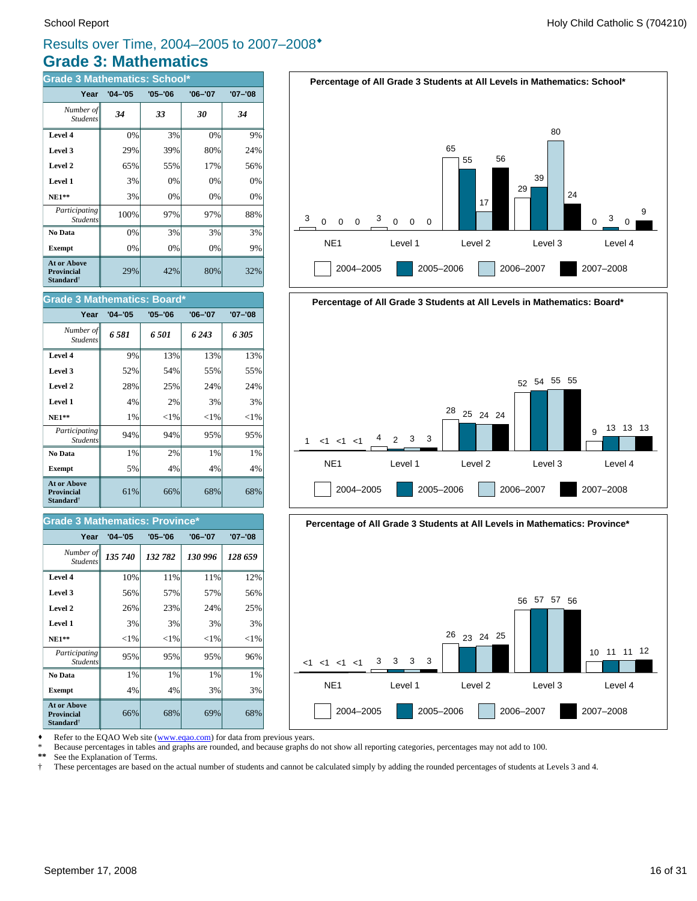## Results over Time, 2004–2005 to 2007–2008♦

# Grade 3: Mathematics

### Grade 3 Mathematics: School*

| Year | '04–'05 | '05–'06 | '06–'07 | '07–'08 |
|---|---|---|---|---|
| *Number of Students* | ***34*** | ***33*** | ***30*** | ***34*** |
| **Level 4** | 0% | 3% | 0% | 9% |
| **Level 3** | 29% | 39% | 80% | 24% |
| **Level 2** | 65% | 55% | 17% | 56% |
| **Level 1** | 3% | 0% | 0% | 0% |
| **NE1**** | 3% | 0% | 0% | 0% |
| *Participating Students* | 100% | 97% | 97% | 88% |
| **No Data** | 0% | 3% | 3% | 3% |
| **Exempt** | 0% | 0% | 0% | 9% |
| **At or Above Provincial Standard**† | 29% | 42% | 80% | 32% |

### Grade 3 Mathematics: Board*

| Year | '04–'05 | '05–'06 | '06–'07 | '07–'08 |
|---|---|---|---|---|
| *Number of Students* | ***6 581*** | ***6 501*** | ***6 243*** | ***6 305*** |
| **Level 4** | 9% | 13% | 13% | 13% |
| **Level 3** | 52% | 54% | 55% | 55% |
| **Level 2** | 28% | 25% | 24% | 24% |
| **Level 1** | 4% | 2% | 3% | 3% |
| **NE1**** | 1% | <1% | <1% | <1% |
| *Participating Students* | 94% | 94% | 95% | 95% |
| **No Data** | 1% | 2% | 1% | 1% |
| **Exempt** | 5% | 4% | 4% | 4% |
| **At or Above Provincial Standard**† | 61% | 66% | 68% | 68% |

### Grade 3 Mathematics: Province*

| Year | '04–'05 | '05–'06 | '06–'07 | '07–'08 |
|---|---|---|---|---|
| *Number of Students* | ***135 740*** | ***132 782*** | ***130 996*** | ***128 659*** |
| **Level 4** | 10% | 11% | 11% | 12% |
| **Level 3** | 56% | 57% | 57% | 56% |
| **Level 2** | 26% | 23% | 24% | 25% |
| **Level 1** | 3% | 3% | 3% | 3% |
| **NE1**** | <1% | <1% | <1% | <1% |
| *Participating Students* | 95% | 95% | 95% | 96% |
| **No Data** | 1% | 1% | 1% | 1% |
| **Exempt** | 4% | 4% | 3% | 3% |
| **At or Above Provincial Standard**† | 66% | 68% | 69% | 68% |

**Percentage of All Grade 3 Students at All Levels in Mathematics: School***

| | NE1 | Level 1 | Level 2 | Level 3 | Level 4 |
|---|---|---|---|---|---|
| 2004–2005 | 3 | 3 | 65 | 29 | 0 |
| 2005–2006 | 0 | 0 | 55 | 39 | 3 |
| 2006–2007 | 0 | 0 | 17 | 80 | 0 |
| 2007–2008 | 0 | 0 | 56 | 24 | 9 |

**Percentage of All Grade 3 Students at All Levels in Mathematics: Board***

| | NE1 | Level 1 | Level 2 | Level 3 | Level 4 |
|---|---|---|---|---|---|
| 2004–2005 | 1 | 4 | 28 | 52 | 9 |
| 2005–2006 | <1 | 2 | 25 | 54 | 13 |
| 2006–2007 | <1 | 3 | 24 | 55 | 13 |
| 2007–2008 | <1 | 3 | 24 | 55 | 13 |

**Percentage of All Grade 3 Students at All Levels in Mathematics: Province***

| | NE1 | Level 1 | Level 2 | Level 3 | Level 4 |
|---|---|---|---|---|---|
| 2004–2005 | <1 | 3 | 26 | 56 | 10 |
| 2005–2006 | <1 | 3 | 23 | 57 | 11 |
| 2006–2007 | <1 | 3 | 24 | 57 | 11 |
| 2007–2008 | <1 | 3 | 25 | 56 | 12 |

♦ Refer to the EQAO Web site (www.eqao.com) for data from previous years.
\* Because percentages in tables and graphs are rounded, and because graphs do not show all reporting categories, percentages may not add to 100.
** See the Explanation of Terms.
† These percentages are based on the actual number of students and cannot be calculated simply by adding the rounded percentages of students at Levels 3 and 4.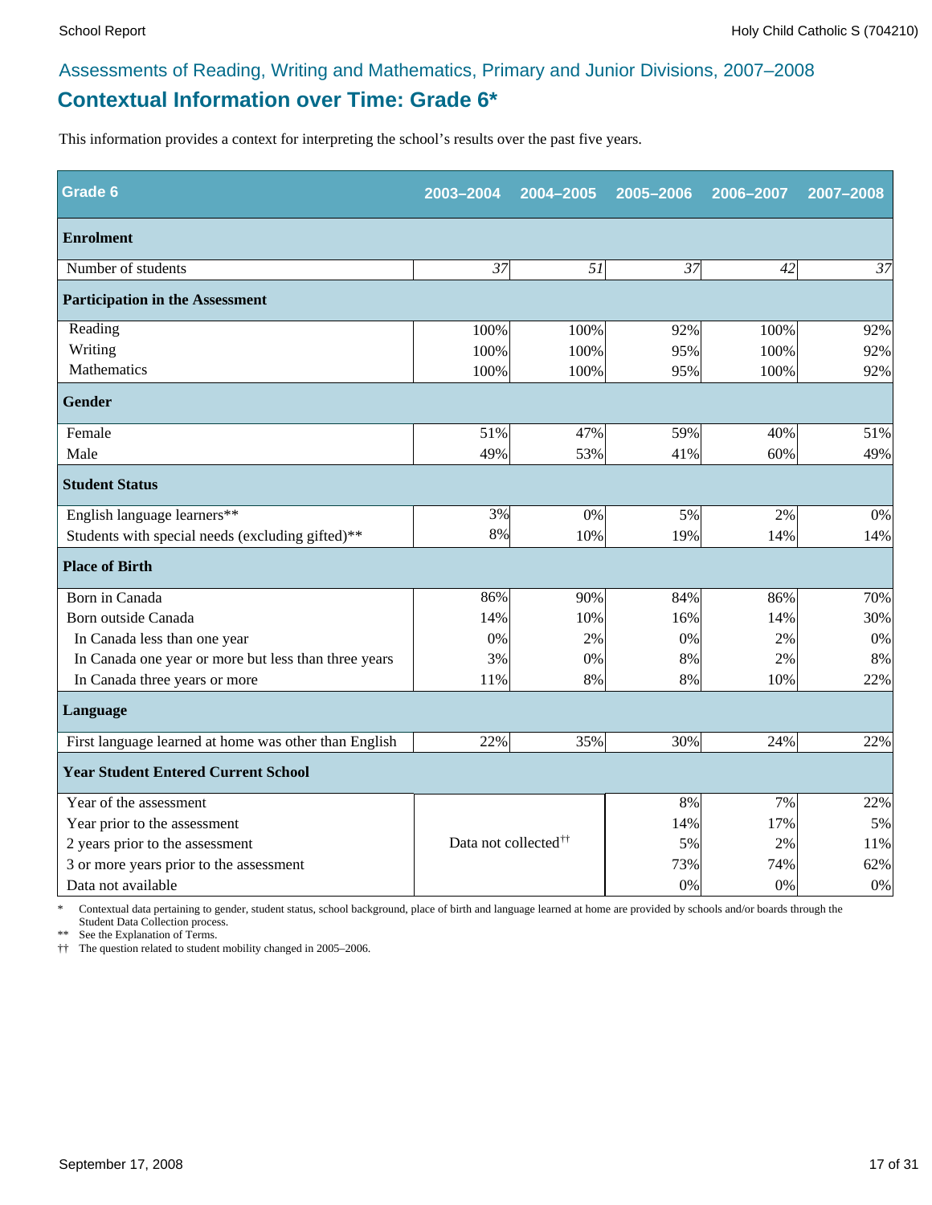Assessments of Reading, Writing and Mathematics, Primary and Junior Divisions, 2007–2008

## Contextual Information over Time: Grade 6*

This information provides a context for interpreting the school's results over the past five years.

| Grade 6 | 2003–2004 | 2004–2005 | 2005–2006 | 2006–2007 | 2007–2008 |
|---|---|---|---|---|---|
| **Enrolment** | | | | | |
| Number of students | *37* | *51* | *37* | *42* | *37* |
| **Participation in the Assessment** | | | | | |
| Reading | 100% | 100% | 92% | 100% | 92% |
| Writing | 100% | 100% | 95% | 100% | 92% |
| Mathematics | 100% | 100% | 95% | 100% | 92% |
| **Gender** | | | | | |
| Female | 51% | 47% | 59% | 40% | 51% |
| Male | 49% | 53% | 41% | 60% | 49% |
| **Student Status** | | | | | |
| English language learners** | 3% | 0% | 5% | 2% | 0% |
| Students with special needs (excluding gifted)** | 8% | 10% | 19% | 14% | 14% |
| **Place of Birth** | | | | | |
| Born in Canada | 86% | 90% | 84% | 86% | 70% |
| Born outside Canada | 14% | 10% | 16% | 14% | 30% |
| In Canada less than one year | 0% | 2% | 0% | 2% | 0% |
| In Canada one year or more but less than three years | 3% | 0% | 8% | 2% | 8% |
| In Canada three years or more | 11% | 8% | 8% | 10% | 22% |
| **Language** | | | | | |
| First language learned at home was other than English | 22% | 35% | 30% | 24% | 22% |
| **Year Student Entered Current School** | | | | | |
| Year of the assessment | Data not collected†† | | 8% | 7% | 22% |
| Year prior to the assessment | | | 14% | 17% | 5% |
| 2 years prior to the assessment | | | 5% | 2% | 11% |
| 3 or more years prior to the assessment | | | 73% | 74% | 62% |
| Data not available | | | 0% | 0% | 0% |

\* Contextual data pertaining to gender, student status, school background, place of birth and language learned at home are provided by schools and/or boards through the Student Data Collection process.

** See the Explanation of Terms.

†† The question related to student mobility changed in 2005–2006.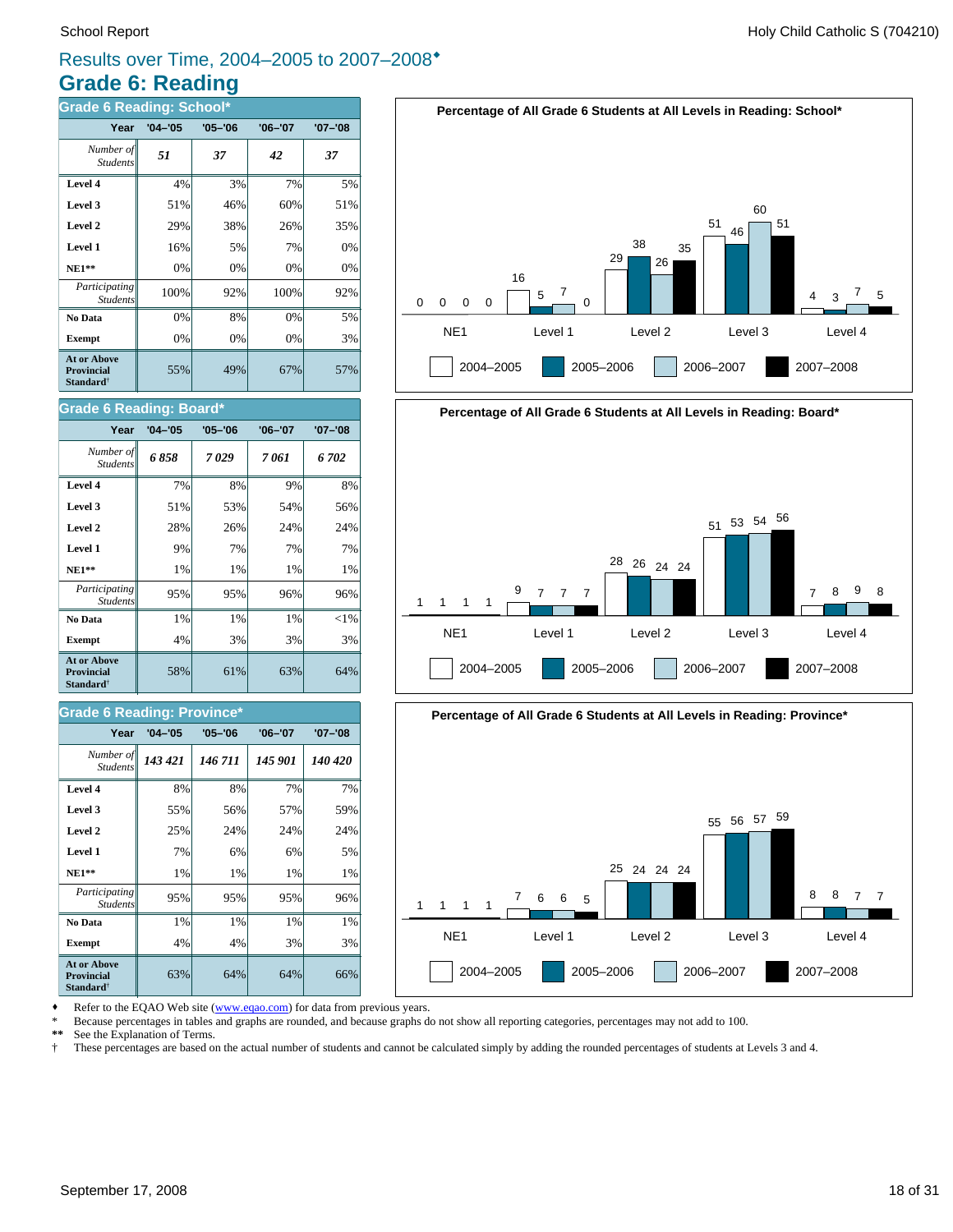## Results over Time, 2004–2005 to 2007–2008♦

# Grade 6: Reading

### Grade 6 Reading: School*

| Year | '04–'05 | '05–'06 | '06–'07 | '07–'08 |
|---|---|---|---|---|
| *Number of Students* | *51* | *37* | *42* | *37* |
| **Level 4** | 4% | 3% | 7% | 5% |
| **Level 3** | 51% | 46% | 60% | 51% |
| **Level 2** | 29% | 38% | 26% | 35% |
| **Level 1** | 16% | 5% | 7% | 0% |
| **NE1**** | 0% | 0% | 0% | 0% |
| *Participating Students* | 100% | 92% | 100% | 92% |
| **No Data** | 0% | 8% | 0% | 5% |
| **Exempt** | 0% | 0% | 0% | 3% |
| **At or Above Provincial Standard†** | 55% | 49% | 67% | 57% |

**Percentage of All Grade 6 Students at All Levels in Reading: School***

| | NE1 | Level 1 | Level 2 | Level 3 | Level 4 |
|---|---|---|---|---|---|
| 2004–2005 | 0 | 16 | 29 | 51 | 4 |
| 2005–2006 | 0 | 5 | 38 | 46 | 3 |
| 2006–2007 | 0 | 7 | 26 | 60 | 7 |
| 2007–2008 | 0 | 0 | 35 | 51 | 5 |

### Grade 6 Reading: Board*

| Year | '04–'05 | '05–'06 | '06–'07 | '07–'08 |
|---|---|---|---|---|
| *Number of Students* | *6 858* | *7 029* | *7 061* | *6 702* |
| **Level 4** | 7% | 8% | 9% | 8% |
| **Level 3** | 51% | 53% | 54% | 56% |
| **Level 2** | 28% | 26% | 24% | 24% |
| **Level 1** | 9% | 7% | 7% | 7% |
| **NE1**** | 1% | 1% | 1% | 1% |
| *Participating Students* | 95% | 95% | 96% | 96% |
| **No Data** | 1% | 1% | 1% | <1% |
| **Exempt** | 4% | 3% | 3% | 3% |
| **At or Above Provincial Standard†** | 58% | 61% | 63% | 64% |

**Percentage of All Grade 6 Students at All Levels in Reading: Board***

| | NE1 | Level 1 | Level 2 | Level 3 | Level 4 |
|---|---|---|---|---|---|
| 2004–2005 | 1 | 9 | 28 | 51 | 7 |
| 2005–2006 | 1 | 7 | 26 | 53 | 8 |
| 2006–2007 | 1 | 7 | 24 | 54 | 9 |
| 2007–2008 | 1 | 7 | 24 | 56 | 8 |

### Grade 6 Reading: Province*

| Year | '04–'05 | '05–'06 | '06–'07 | '07–'08 |
|---|---|---|---|---|
| *Number of Students* | *143 421* | *146 711* | *145 901* | *140 420* |
| **Level 4** | 8% | 8% | 7% | 7% |
| **Level 3** | 55% | 56% | 57% | 59% |
| **Level 2** | 25% | 24% | 24% | 24% |
| **Level 1** | 7% | 6% | 6% | 5% |
| **NE1**** | 1% | 1% | 1% | 1% |
| *Participating Students* | 95% | 95% | 95% | 96% |
| **No Data** | 1% | 1% | 1% | 1% |
| **Exempt** | 4% | 4% | 3% | 3% |
| **At or Above Provincial Standard†** | 63% | 64% | 64% | 66% |

**Percentage of All Grade 6 Students at All Levels in Reading: Province***

| | NE1 | Level 1 | Level 2 | Level 3 | Level 4 |
|---|---|---|---|---|---|
| 2004–2005 | 1 | 7 | 25 | 55 | 8 |
| 2005–2006 | 1 | 6 | 24 | 56 | 8 |
| 2006–2007 | 1 | 6 | 24 | 57 | 7 |
| 2007–2008 | 1 | 5 | 24 | 59 | 7 |

♦ Refer to the EQAO Web site (www.eqao.com) for data from previous years.
\* Because percentages in tables and graphs are rounded, and because graphs do not show all reporting categories, percentages may not add to 100.
** See the Explanation of Terms.
† These percentages are based on the actual number of students and cannot be calculated simply by adding the rounded percentages of students at Levels 3 and 4.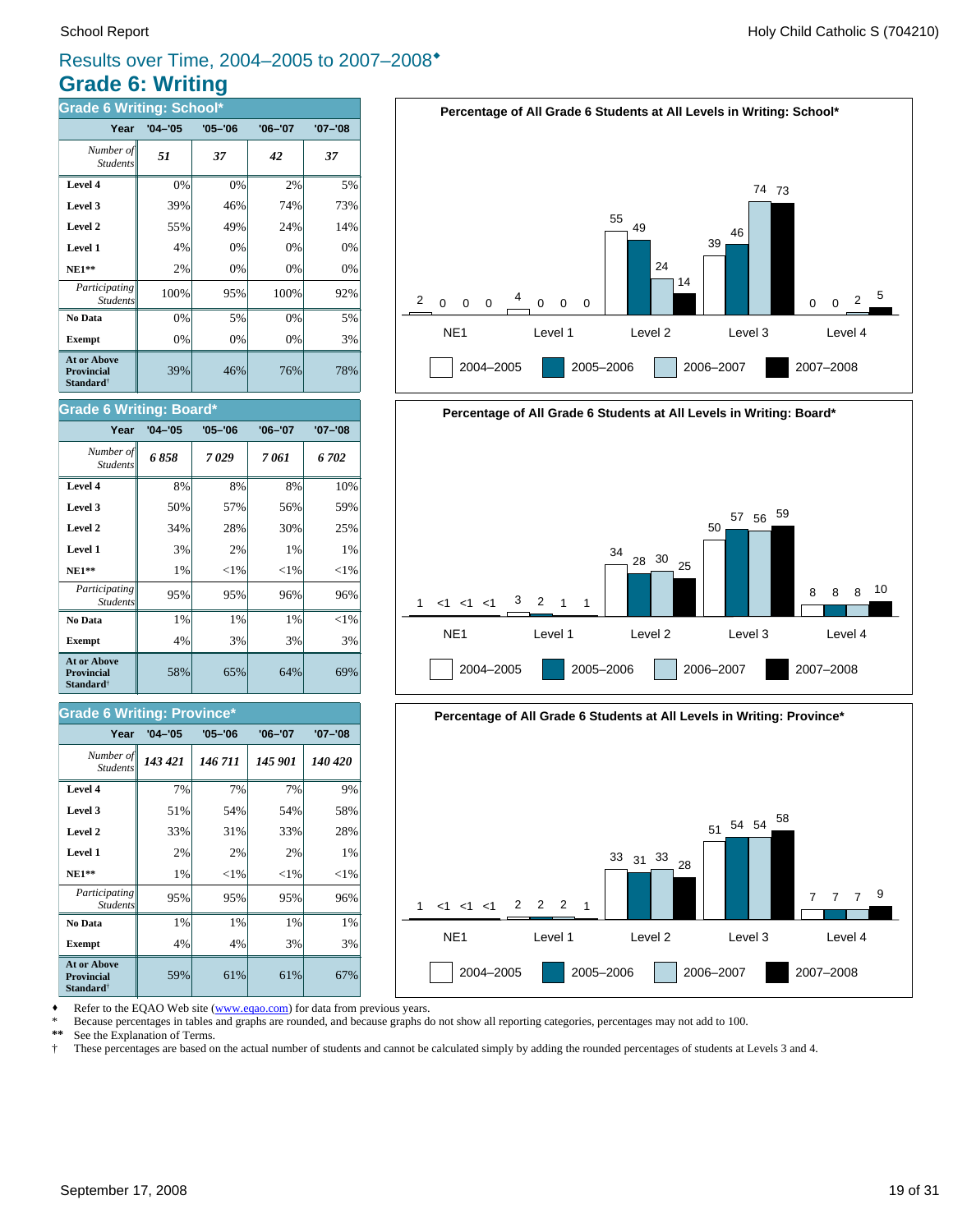## Results over Time, 2004–2005 to 2007–2008♦

# Grade 6: Writing

### Grade 6 Writing: School*

| Year | '04–'05 | '05–'06 | '06–'07 | '07–'08 |
|---|---|---|---|---|
| *Number of Students* | ***51*** | ***37*** | ***42*** | ***37*** |
| **Level 4** | 0% | 0% | 2% | 5% |
| **Level 3** | 39% | 46% | 74% | 73% |
| **Level 2** | 55% | 49% | 24% | 14% |
| **Level 1** | 4% | 0% | 0% | 0% |
| **NE1**** | 2% | 0% | 0% | 0% |
| *Participating Students* | 100% | 95% | 100% | 92% |
| **No Data** | 0% | 5% | 0% | 5% |
| **Exempt** | 0% | 0% | 0% | 3% |
| **At or Above Provincial Standard†** | 39% | 46% | 76% | 78% |

**Percentage of All Grade 6 Students at All Levels in Writing: School***

| | 2004–2005 | 2005–2006 | 2006–2007 | 2007–2008 |
|---|---|---|---|---|
| NE1 | 2 | 0 | 0 | 0 |
| Level 1 | 4 | 0 | 0 | 0 |
| Level 2 | 55 | 49 | 24 | 14 |
| Level 3 | 39 | 46 | 74 | 73 |
| Level 4 | 0 | 0 | 2 | 5 |

### Grade 6 Writing: Board*

| Year | '04–'05 | '05–'06 | '06–'07 | '07–'08 |
|---|---|---|---|---|
| *Number of Students* | ***6 858*** | ***7 029*** | ***7 061*** | ***6 702*** |
| **Level 4** | 8% | 8% | 8% | 10% |
| **Level 3** | 50% | 57% | 56% | 59% |
| **Level 2** | 34% | 28% | 30% | 25% |
| **Level 1** | 3% | 2% | 1% | 1% |
| **NE1**** | 1% | <1% | <1% | <1% |
| *Participating Students* | 95% | 95% | 96% | 96% |
| **No Data** | 1% | 1% | 1% | <1% |
| **Exempt** | 4% | 3% | 3% | 3% |
| **At or Above Provincial Standard†** | 58% | 65% | 64% | 69% |

**Percentage of All Grade 6 Students at All Levels in Writing: Board***

| | 2004–2005 | 2005–2006 | 2006–2007 | 2007–2008 |
|---|---|---|---|---|
| NE1 | 1 | <1 | <1 | <1 |
| Level 1 | 3 | 2 | 1 | 1 |
| Level 2 | 34 | 28 | 30 | 25 |
| Level 3 | 50 | 57 | 56 | 59 |
| Level 4 | 8 | 8 | 8 | 10 |

### Grade 6 Writing: Province*

| Year | '04–'05 | '05–'06 | '06–'07 | '07–'08 |
|---|---|---|---|---|
| *Number of Students* | ***143 421*** | ***146 711*** | ***145 901*** | ***140 420*** |
| **Level 4** | 7% | 7% | 7% | 9% |
| **Level 3** | 51% | 54% | 54% | 58% |
| **Level 2** | 33% | 31% | 33% | 28% |
| **Level 1** | 2% | 2% | 2% | 1% |
| **NE1**** | 1% | <1% | <1% | <1% |
| *Participating Students* | 95% | 95% | 95% | 96% |
| **No Data** | 1% | 1% | 1% | 1% |
| **Exempt** | 4% | 4% | 3% | 3% |
| **At or Above Provincial Standard†** | 59% | 61% | 61% | 67% |

**Percentage of All Grade 6 Students at All Levels in Writing: Province***

| | 2004–2005 | 2005–2006 | 2006–2007 | 2007–2008 |
|---|---|---|---|---|
| NE1 | 1 | <1 | <1 | <1 |
| Level 1 | 2 | 2 | 2 | 1 |
| Level 2 | 33 | 31 | 33 | 28 |
| Level 3 | 51 | 54 | 54 | 58 |
| Level 4 | 7 | 7 | 7 | 9 |

♦ Refer to the EQAO Web site (www.eqao.com) for data from previous years.

\* Because percentages in tables and graphs are rounded, and because graphs do not show all reporting categories, percentages may not add to 100.

** See the Explanation of Terms.

† These percentages are based on the actual number of students and cannot be calculated simply by adding the rounded percentages of students at Levels 3 and 4.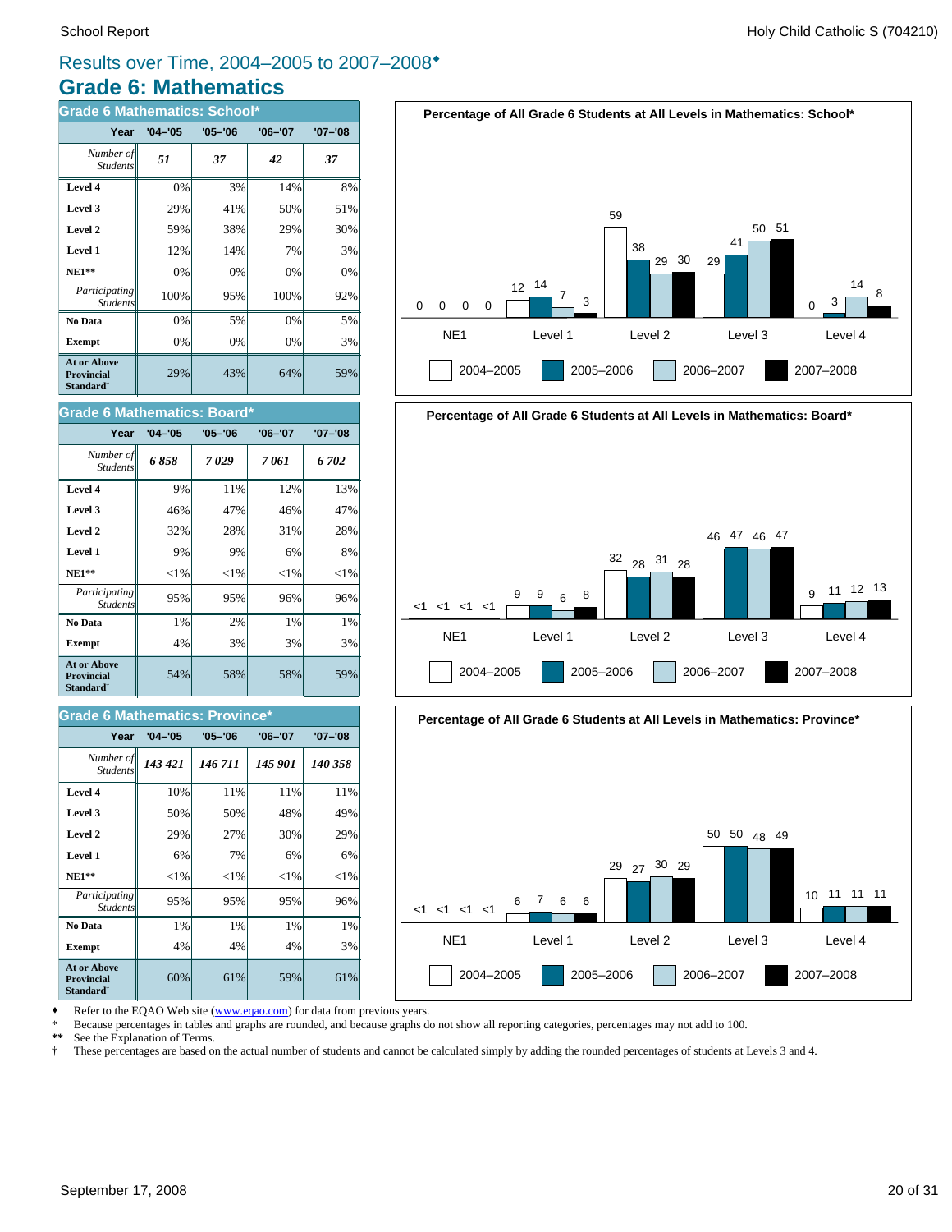# Results over Time, 2004–2005 to 2007–2008♦

## Grade 6: Mathematics

### Grade 6 Mathematics: School*

| Year | '04–'05 | '05–'06 | '06–'07 | '07–'08 |
|---|---|---|---|---|
| *Number of Students* | ***51*** | ***37*** | ***42*** | ***37*** |
| **Level 4** | 0% | 3% | 14% | 8% |
| **Level 3** | 29% | 41% | 50% | 51% |
| **Level 2** | 59% | 38% | 29% | 30% |
| **Level 1** | 12% | 14% | 7% | 3% |
| **NE1**** | 0% | 0% | 0% | 0% |
| *Participating Students* | 100% | 95% | 100% | 92% |
| **No Data** | 0% | 5% | 0% | 5% |
| **Exempt** | 0% | 0% | 0% | 3% |
| **At or Above Provincial Standard†** | 29% | 43% | 64% | 59% |

**Percentage of All Grade 6 Students at All Levels in Mathematics: School***

| | 2004–2005 | 2005–2006 | 2006–2007 | 2007–2008 |
|---|---|---|---|---|
| NE1 | 0 | 0 | 0 | 0 |
| Level 1 | 12 | 14 | 7 | 3 |
| Level 2 | 59 | 38 | 29 | 30 |
| Level 3 | 29 | 41 | 50 | 51 |
| Level 4 | 0 | 3 | 14 | 8 |

### Grade 6 Mathematics: Board*

| Year | '04–'05 | '05–'06 | '06–'07 | '07–'08 |
|---|---|---|---|---|
| *Number of Students* | ***6 858*** | ***7 029*** | ***7 061*** | ***6 702*** |
| **Level 4** | 9% | 11% | 12% | 13% |
| **Level 3** | 46% | 47% | 46% | 47% |
| **Level 2** | 32% | 28% | 31% | 28% |
| **Level 1** | 9% | 9% | 6% | 8% |
| **NE1**** | <1% | <1% | <1% | <1% |
| *Participating Students* | 95% | 95% | 96% | 96% |
| **No Data** | 1% | 2% | 1% | 1% |
| **Exempt** | 4% | 3% | 3% | 3% |
| **At or Above Provincial Standard†** | 54% | 58% | 58% | 59% |

**Percentage of All Grade 6 Students at All Levels in Mathematics: Board***

| | 2004–2005 | 2005–2006 | 2006–2007 | 2007–2008 |
|---|---|---|---|---|
| NE1 | <1 | <1 | <1 | <1 |
| Level 1 | 9 | 9 | 6 | 8 |
| Level 2 | 32 | 28 | 31 | 28 |
| Level 3 | 46 | 47 | 46 | 47 |
| Level 4 | 9 | 11 | 12 | 13 |

### Grade 6 Mathematics: Province*

| Year | '04–'05 | '05–'06 | '06–'07 | '07–'08 |
|---|---|---|---|---|
| *Number of Students* | ***143 421*** | ***146 711*** | ***145 901*** | ***140 358*** |
| **Level 4** | 10% | 11% | 11% | 11% |
| **Level 3** | 50% | 50% | 48% | 49% |
| **Level 2** | 29% | 27% | 30% | 29% |
| **Level 1** | 6% | 7% | 6% | 6% |
| **NE1**** | <1% | <1% | <1% | <1% |
| *Participating Students* | 95% | 95% | 95% | 96% |
| **No Data** | 1% | 1% | 1% | 1% |
| **Exempt** | 4% | 4% | 4% | 3% |
| **At or Above Provincial Standard†** | 60% | 61% | 59% | 61% |

**Percentage of All Grade 6 Students at All Levels in Mathematics: Province***

| | 2004–2005 | 2005–2006 | 2006–2007 | 2007–2008 |
|---|---|---|---|---|
| NE1 | <1 | <1 | <1 | <1 |
| Level 1 | 6 | 7 | 6 | 6 |
| Level 2 | 29 | 27 | 30 | 29 |
| Level 3 | 50 | 50 | 48 | 49 |
| Level 4 | 10 | 11 | 11 | 11 |

♦ Refer to the EQAO Web site (www.eqao.com) for data from previous years.

\* Because percentages in tables and graphs are rounded, and because graphs do not show all reporting categories, percentages may not add to 100.

** See the Explanation of Terms.

† These percentages are based on the actual number of students and cannot be calculated simply by adding the rounded percentages of students at Levels 3 and 4.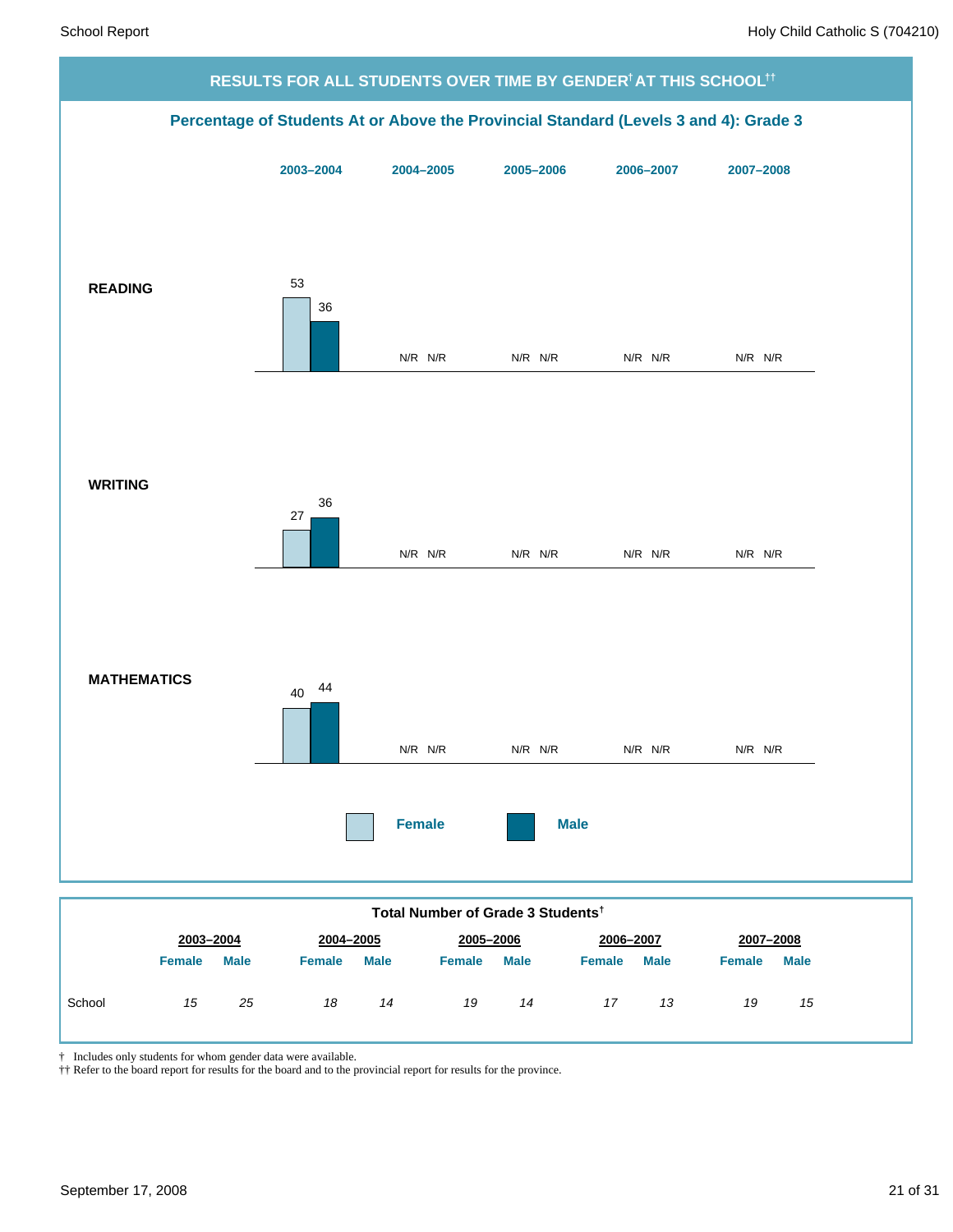## RESULTS FOR ALL STUDENTS OVER TIME BY GENDER† AT THIS SCHOOL††

### Percentage of Students At or Above the Provincial Standard (Levels 3 and 4): Grade 3

| | 2003–2004 | | 2004–2005 | | 2005–2006 | | 2006–2007 | | 2007–2008 | |
|---|---|---|---|---|---|---|---|---|---|---|
| | Female | Male | Female | Male | Female | Male | Female | Male | Female | Male |
| **READING** | 53 | 36 | N/R | N/R | N/R | N/R | N/R | N/R | N/R | N/R |
| **WRITING** | 27 | 36 | N/R | N/R | N/R | N/R | N/R | N/R | N/R | N/R |
| **MATHEMATICS** | 40 | 44 | N/R | N/R | N/R | N/R | N/R | N/R | N/R | N/R |

### Total Number of Grade 3 Students†

| | 2003–2004 | | 2004–2005 | | 2005–2006 | | 2006–2007 | | 2007–2008 | |
|---|---|---|---|---|---|---|---|---|---|---|
| | Female | Male | Female | Male | Female | Male | Female | Male | Female | Male |
| School | *15* | *25* | *18* | *14* | *19* | *14* | *17* | *13* | *19* | *15* |

† Includes only students for whom gender data were available.
†† Refer to the board report for results for the board and to the provincial report for results for the province.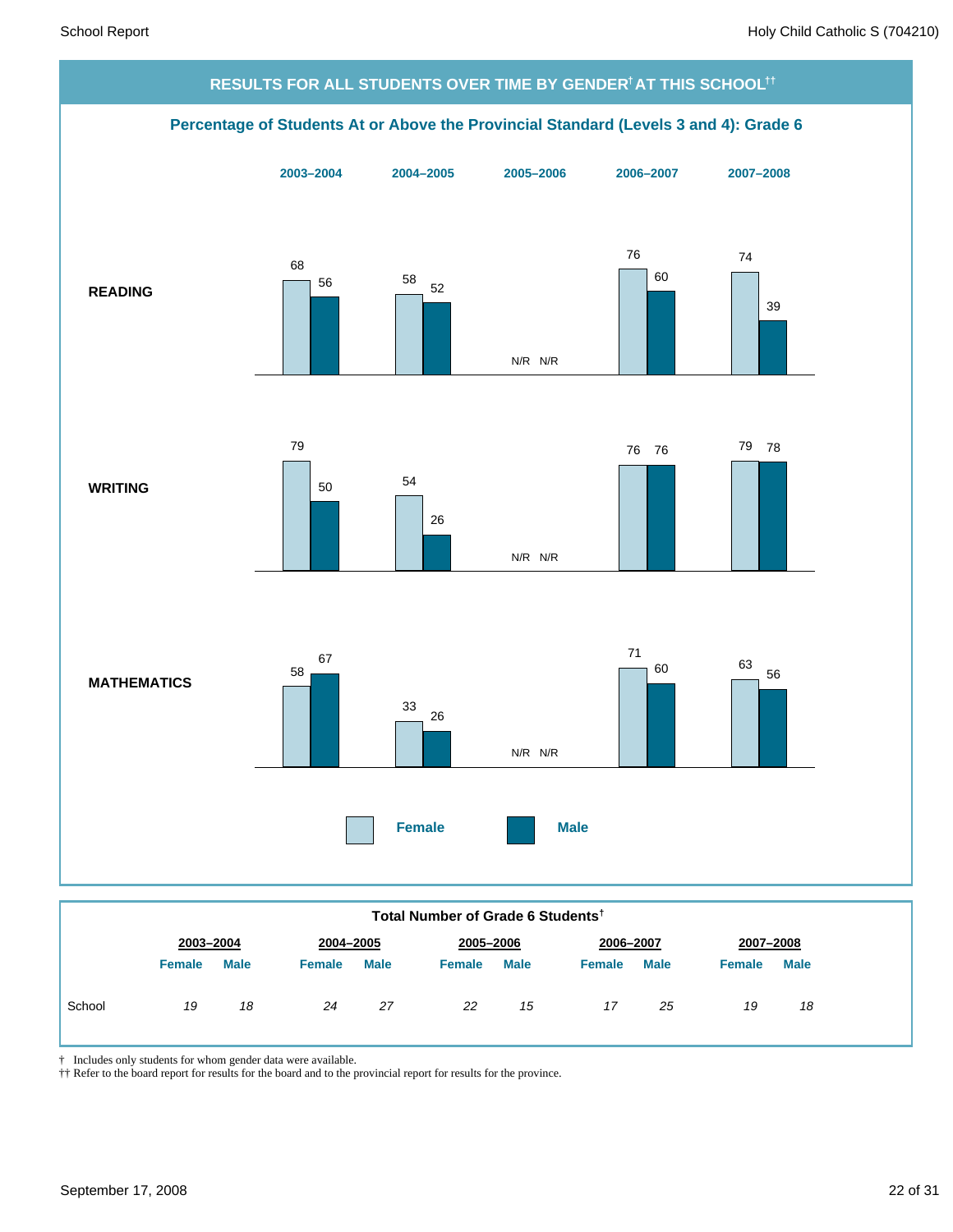## RESULTS FOR ALL STUDENTS OVER TIME BY GENDER[†] AT THIS SCHOOL[††]

### Percentage of Students At or Above the Provincial Standard (Levels 3 and 4): Grade 6

| | 2003–2004 Female | 2003–2004 Male | 2004–2005 Female | 2004–2005 Male | 2005–2006 Female | 2005–2006 Male | 2006–2007 Female | 2006–2007 Male | 2007–2008 Female | 2007–2008 Male |
|---|---|---|---|---|---|---|---|---|---|---|
| **READING** | 68 | 56 | 58 | 52 | N/R | N/R | 76 | 60 | 74 | 39 |
| **WRITING** | 79 | 50 | 54 | 26 | N/R | N/R | 76 | 76 | 79 | 78 |
| **MATHEMATICS** | 58 | 67 | 33 | 26 | N/R | N/R | 71 | 60 | 63 | 56 |

### Total Number of Grade 6 Students[†]

| | 2003–2004 | | 2004–2005 | | 2005–2006 | | 2006–2007 | | 2007–2008 | |
|---|---|---|---|---|---|---|---|---|---|---|
| | Female | Male | Female | Male | Female | Male | Female | Male | Female | Male |
| School | *19* | *18* | *24* | *27* | *22* | *15* | *17* | *25* | *19* | *18* |

† Includes only students for whom gender data were available.
†† Refer to the board report for results for the board and to the provincial report for results for the province.

September 17, 2008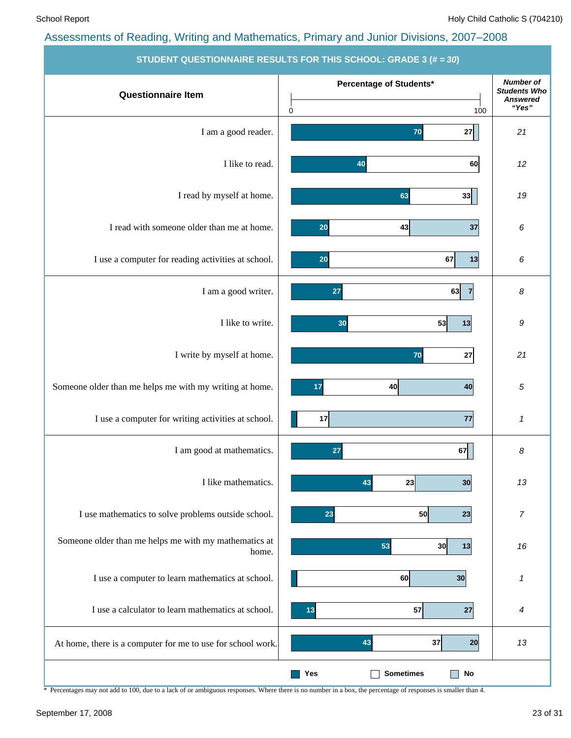## Assessments of Reading, Writing and Mathematics, Primary and Junior Divisions, 2007–2008

### STUDENT QUESTIONNAIRE RESULTS FOR THIS SCHOOL: GRADE 3 (# = *30*)

| Questionnaire Item | Yes (%) | Sometimes (%) | No (%) | Number of Students Who Answered "Yes" |
|---|---|---|---|---|
| I am a good reader. | 70 | 27 | | 21 |
| I like to read. | 40 | 60 | | 12 |
| I read by myself at home. | 63 | 33 | | 19 |
| I read with someone older than me at home. | 20 | 43 | 37 | 6 |
| I use a computer for reading activities at school. | 20 | 67 | 13 | 6 |
| I am a good writer. | 27 | 63 | 7 | 8 |
| I like to write. | 30 | 53 | 13 | 9 |
| I write by myself at home. | 70 | 27 | | 21 |
| Someone older than me helps me with my writing at home. | 17 | 40 | 40 | 5 |
| I use a computer for writing activities at school. | | 17 | 77 | 1 |
| I am good at mathematics. | 27 | 67 | | 8 |
| I like mathematics. | 43 | 23 | 30 | 13 |
| I use mathematics to solve problems outside school. | 23 | 50 | 23 | 7 |
| Someone older than me helps me with my mathematics at home. | 53 | 30 | 13 | 16 |
| I use a computer to learn mathematics at school. | | 60 | 30 | 1 |
| I use a calculator to learn mathematics at school. | 13 | 57 | 27 | 4 |
| At home, there is a computer for me to use for school work. | 43 | 37 | 20 | 13 |

\* Percentages may not add to 100, due to a lack of or ambiguous responses. Where there is no number in a box, the percentage of responses is smaller than 4.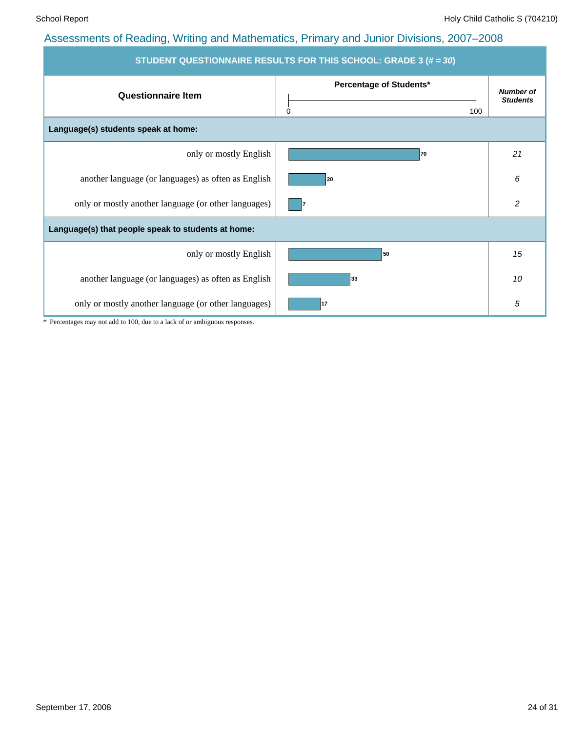## Assessments of Reading, Writing and Mathematics, Primary and Junior Divisions, 2007–2008

**STUDENT QUESTIONNAIRE RESULTS FOR THIS SCHOOL: GRADE 3 (# = *30*)**

| Questionnaire Item | Percentage of Students* | *Number of Students* |
|---|---|---|
| **Language(s) students speak at home:** | | |
| only or mostly English | 70 | *21* |
| another language (or languages) as often as English | 20 | *6* |
| only or mostly another language (or other languages) | 7 | *2* |
| **Language(s) that people speak to students at home:** | | |
| only or mostly English | 50 | *15* |
| another language (or languages) as often as English | 33 | *10* |
| only or mostly another language (or other languages) | 17 | *5* |

\* Percentages may not add to 100, due to a lack of or ambiguous responses.

September 17, 2008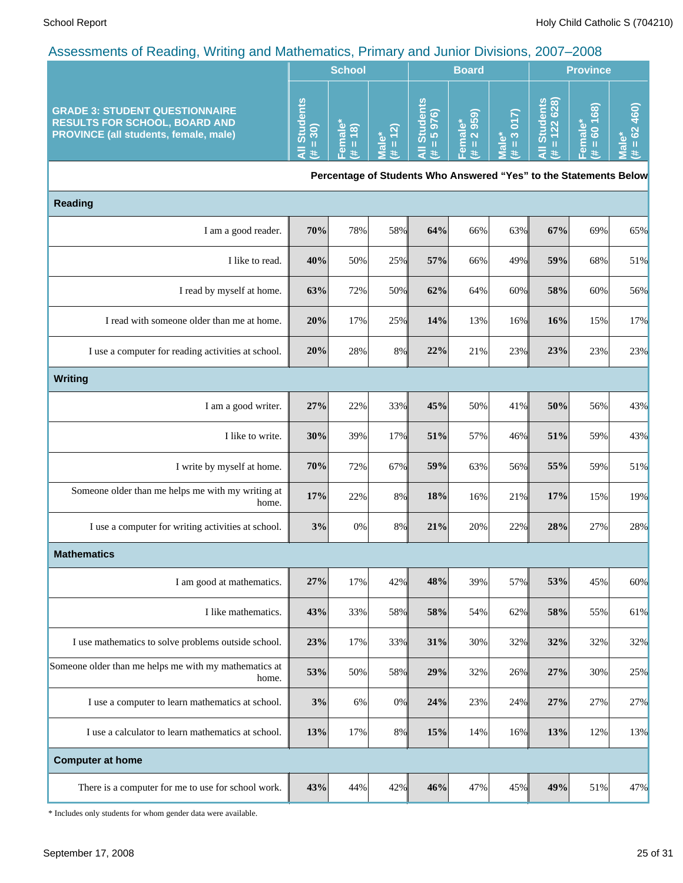## Assessments of Reading, Writing and Mathematics, Primary and Junior Divisions, 2007–2008

| GRADE 3: STUDENT QUESTIONNAIRE RESULTS FOR SCHOOL, BOARD AND PROVINCE (all students, female, male) | School | | | Board | | | Province | | |
|---|---|---|---|---|---|---|---|---|---|
| | All Students (# = 30) | Female* (# = 18) | Male* (# = 12) | All Students (# = 5 976) | Female* (# = 2 959) | Male* (# = 3 017) | All Students (# = 122 628) | Female* (# = 60 168) | Male* (# = 62 460) |
| | Percentage of Students Who Answered “Yes” to the Statements Below | | | | | | | | |
| **Reading** | | | | | | | | | |
| I am a good reader. | **70%** | 78% | 58% | **64%** | 66% | 63% | **67%** | 69% | 65% |
| I like to read. | **40%** | 50% | 25% | **57%** | 66% | 49% | **59%** | 68% | 51% |
| I read by myself at home. | **63%** | 72% | 50% | **62%** | 64% | 60% | **58%** | 60% | 56% |
| I read with someone older than me at home. | **20%** | 17% | 25% | **14%** | 13% | 16% | **16%** | 15% | 17% |
| I use a computer for reading activities at school. | **20%** | 28% | 8% | **22%** | 21% | 23% | **23%** | 23% | 23% |
| **Writing** | | | | | | | | | |
| I am a good writer. | **27%** | 22% | 33% | **45%** | 50% | 41% | **50%** | 56% | 43% |
| I like to write. | **30%** | 39% | 17% | **51%** | 57% | 46% | **51%** | 59% | 43% |
| I write by myself at home. | **70%** | 72% | 67% | **59%** | 63% | 56% | **55%** | 59% | 51% |
| Someone older than me helps me with my writing at home. | **17%** | 22% | 8% | **18%** | 16% | 21% | **17%** | 15% | 19% |
| I use a computer for writing activities at school. | **3%** | 0% | 8% | **21%** | 20% | 22% | **28%** | 27% | 28% |
| **Mathematics** | | | | | | | | | |
| I am good at mathematics. | **27%** | 17% | 42% | **48%** | 39% | 57% | **53%** | 45% | 60% |
| I like mathematics. | **43%** | 33% | 58% | **58%** | 54% | 62% | **58%** | 55% | 61% |
| I use mathematics to solve problems outside school. | **23%** | 17% | 33% | **31%** | 30% | 32% | **32%** | 32% | 32% |
| Someone older than me helps me with my mathematics at home. | **53%** | 50% | 58% | **29%** | 32% | 26% | **27%** | 30% | 25% |
| I use a computer to learn mathematics at school. | **3%** | 6% | 0% | **24%** | 23% | 24% | **27%** | 27% | 27% |
| I use a calculator to learn mathematics at school. | **13%** | 17% | 8% | **15%** | 14% | 16% | **13%** | 12% | 13% |
| **Computer at home** | | | | | | | | | |
| There is a computer for me to use for school work. | **43%** | 44% | 42% | **46%** | 47% | 45% | **49%** | 51% | 47% |

* Includes only students for whom gender data were available.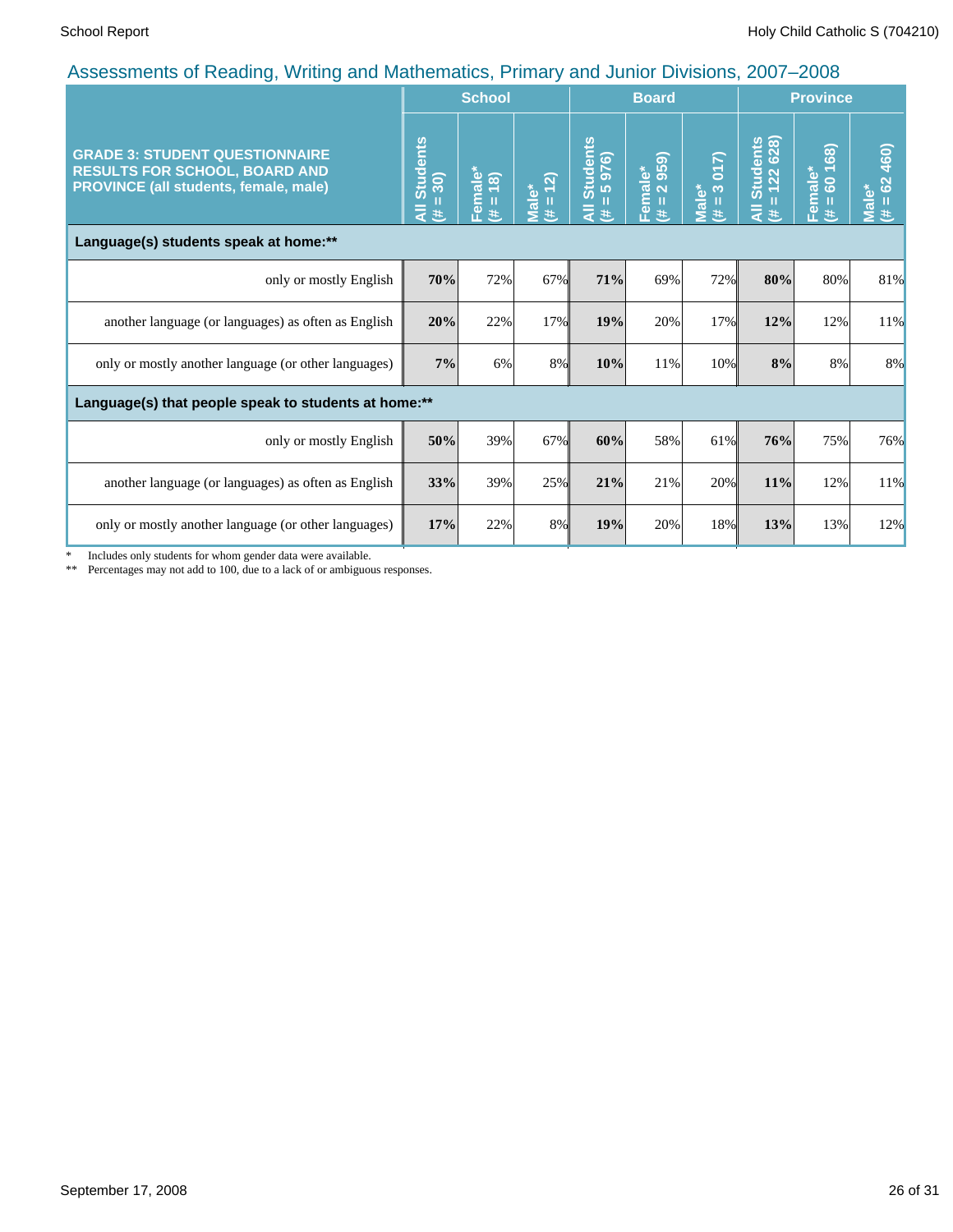## Assessments of Reading, Writing and Mathematics, Primary and Junior Divisions, 2007–2008

| GRADE 3: STUDENT QUESTIONNAIRE RESULTS FOR SCHOOL, BOARD AND PROVINCE (all students, female, male) | School | | | Board | | | Province | | |
|---|---|---|---|---|---|---|---|---|---|
| | All Students (# = 30) | Female* (# = 18) | Male* (# = 12) | All Students (# = 5 976) | Female* (# = 2 959) | Male* (# = 3 017) | All Students (# = 122 628) | Female* (# = 60 168) | Male* (# = 62 460) |
| **Language(s) students speak at home:\*\*** | | | | | | | | | |
| only or mostly English | **70%** | 72% | 67% | **71%** | 69% | 72% | **80%** | 80% | 81% |
| another language (or languages) as often as English | **20%** | 22% | 17% | **19%** | 20% | 17% | **12%** | 12% | 11% |
| only or mostly another language (or other languages) | **7%** | 6% | 8% | **10%** | 11% | 10% | **8%** | 8% | 8% |
| **Language(s) that people speak to students at home:\*\*** | | | | | | | | | |
| only or mostly English | **50%** | 39% | 67% | **60%** | 58% | 61% | **76%** | 75% | 76% |
| another language (or languages) as often as English | **33%** | 39% | 25% | **21%** | 21% | 20% | **11%** | 12% | 11% |
| only or mostly another language (or other languages) | **17%** | 22% | 8% | **19%** | 20% | 18% | **13%** | 13% | 12% |

\* Includes only students for whom gender data were available.

\*\* Percentages may not add to 100, due to a lack of or ambiguous responses.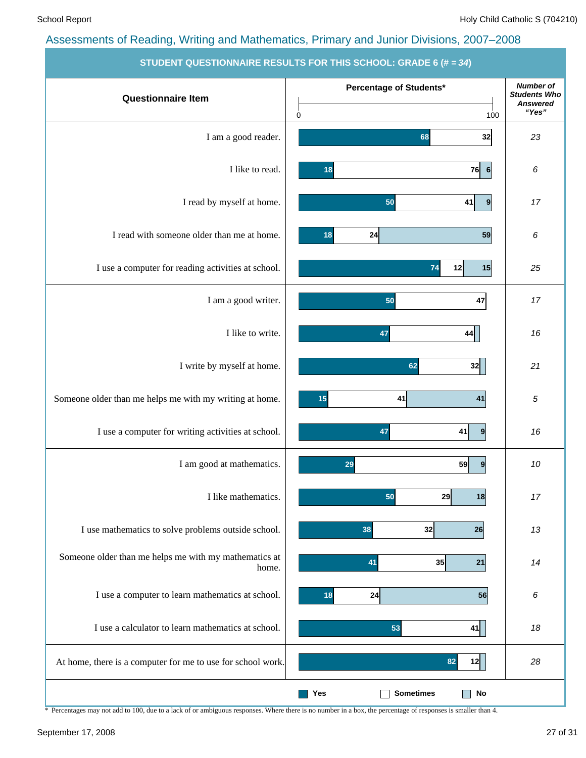## Assessments of Reading, Writing and Mathematics, Primary and Junior Divisions, 2007–2008

**STUDENT QUESTIONNAIRE RESULTS FOR THIS SCHOOL: GRADE 6 (# = *34*)**

| Questionnaire Item | Yes (%) | Sometimes (%) | No (%) | *Number of Students Who Answered "Yes"* |
|---|---|---|---|---|
| I am a good reader. | 68 | 32 | | 23 |
| I like to read. | 18 | 76 | 6 | 6 |
| I read by myself at home. | 50 | 41 | 9 | 17 |
| I read with someone older than me at home. | 18 | 24 | 59 | 6 |
| I use a computer for reading activities at school. | 74 | 12 | 15 | 25 |
| I am a good writer. | 50 | 47 | | 17 |
| I like to write. | 47 | 44 | | 16 |
| I write by myself at home. | 62 | 32 | | 21 |
| Someone older than me helps me with my writing at home. | 15 | 41 | 41 | 5 |
| I use a computer for writing activities at school. | 47 | 41 | 9 | 16 |
| I am good at mathematics. | 29 | 59 | 9 | 10 |
| I like mathematics. | 50 | 29 | 18 | 17 |
| I use mathematics to solve problems outside school. | 38 | 32 | 26 | 13 |
| Someone older than me helps me with my mathematics at home. | 41 | 35 | 21 | 14 |
| I use a computer to learn mathematics at school. | 18 | 24 | 56 | 6 |
| I use a calculator to learn mathematics at school. | 53 | 41 | | 18 |
| At home, there is a computer for me to use for school work. | 82 | 12 | | 28 |

\* Percentages may not add to 100, due to a lack of or ambiguous responses. Where there is no number in a box, the percentage of responses is smaller than 4.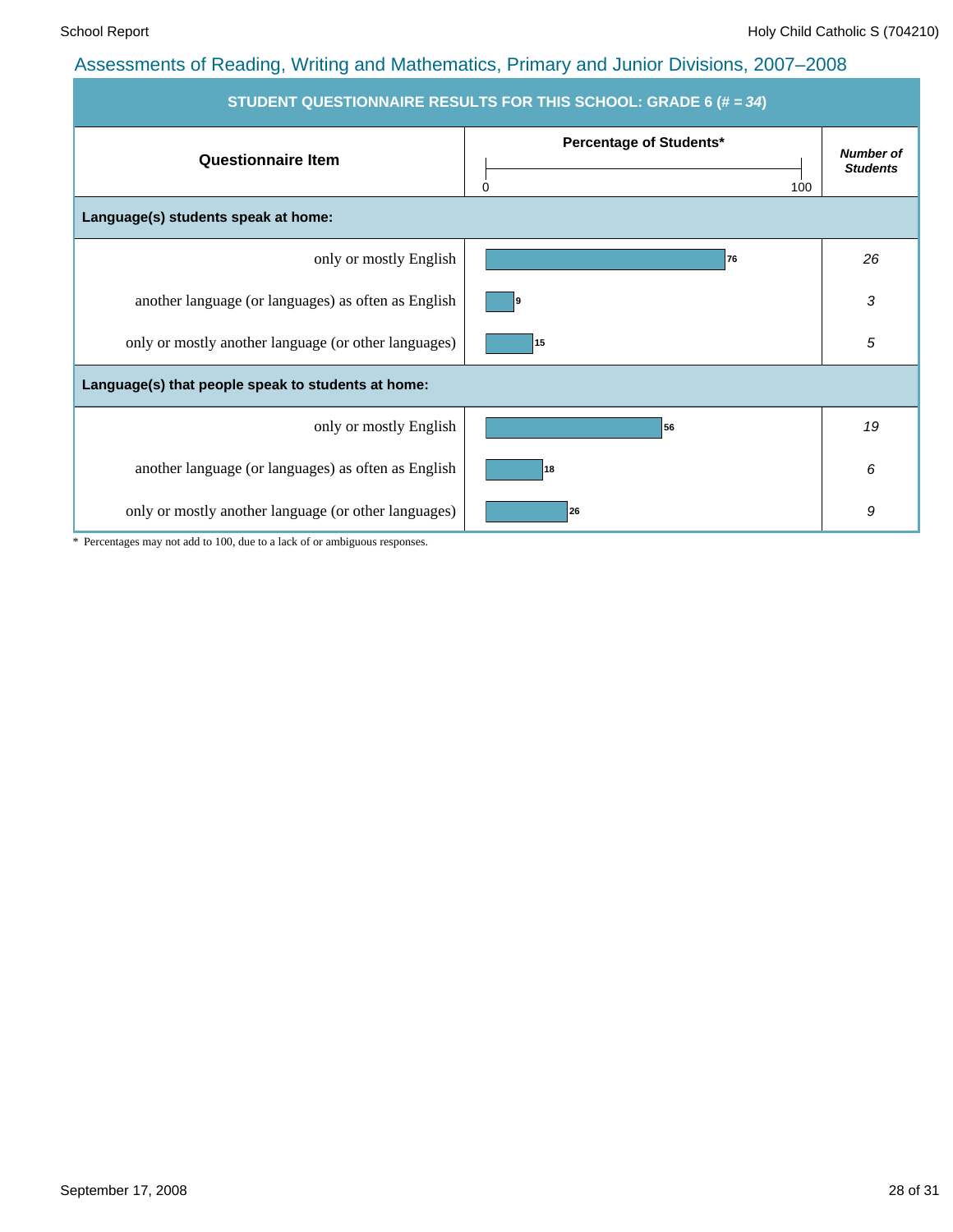## Assessments of Reading, Writing and Mathematics, Primary and Junior Divisions, 2007–2008

**STUDENT QUESTIONNAIRE RESULTS FOR THIS SCHOOL: GRADE 6 (# = *34*)**

| Questionnaire Item | Percentage of Students* | *Number of Students* |
|---|---|---|
| **Language(s) students speak at home:** | | |
| only or mostly English | 76 | 26 |
| another language (or languages) as often as English | 9 | 3 |
| only or mostly another language (or other languages) | 15 | 5 |
| **Language(s) that people speak to students at home:** | | |
| only or mostly English | 56 | 19 |
| another language (or languages) as often as English | 18 | 6 |
| only or mostly another language (or other languages) | 26 | 9 |

\* Percentages may not add to 100, due to a lack of or ambiguous responses.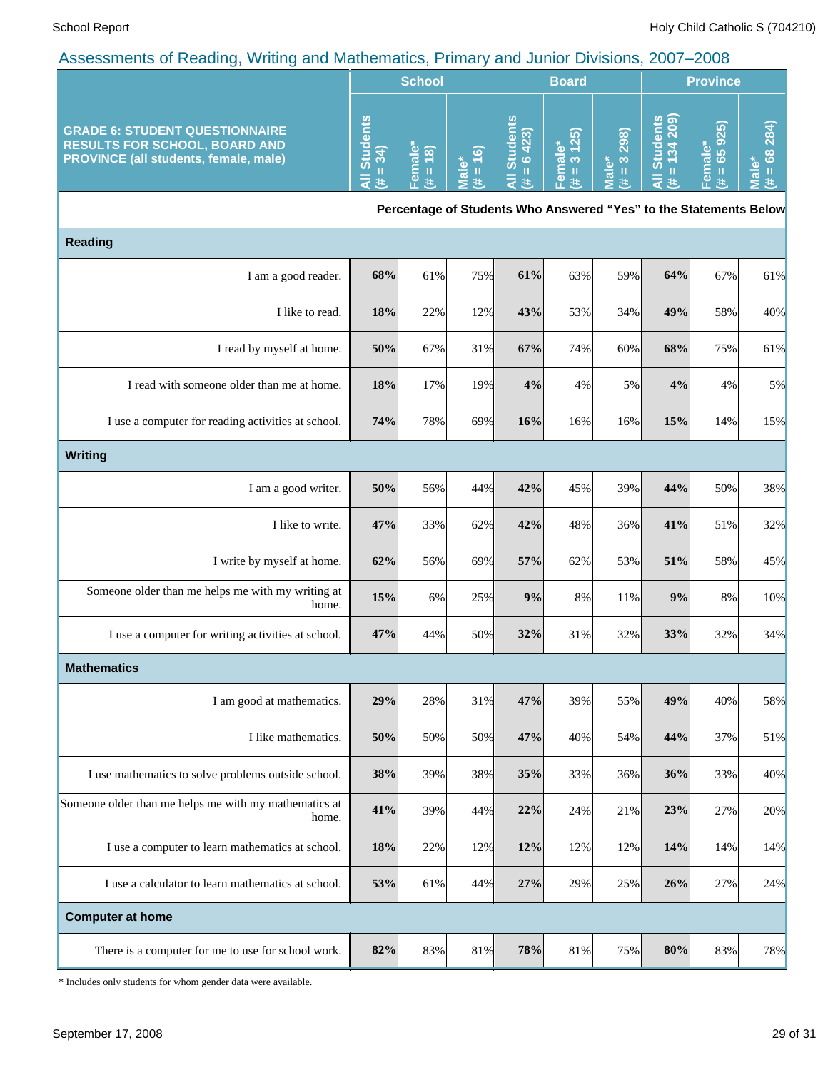## Assessments of Reading, Writing and Mathematics, Primary and Junior Divisions, 2007–2008

| GRADE 6: STUDENT QUESTIONNAIRE RESULTS FOR SCHOOL, BOARD AND PROVINCE (all students, female, male) | School | | | Board | | | Province | | |
|---|---|---|---|---|---|---|---|---|---|
| | All Students (# = 34) | Female* (# = 18) | Male* (# = 16) | All Students (# = 6 423) | Female* (# = 3 125) | Male* (# = 3 298) | All Students (# = 134 209) | Female* (# = 65 925) | Male* (# = 68 284) |
| | Percentage of Students Who Answered "Yes" to the Statements Below | | | | | | | | |
| **Reading** | | | | | | | | | |
| I am a good reader. | **68%** | 61% | 75% | **61%** | 63% | 59% | **64%** | 67% | 61% |
| I like to read. | **18%** | 22% | 12% | **43%** | 53% | 34% | **49%** | 58% | 40% |
| I read by myself at home. | **50%** | 67% | 31% | **67%** | 74% | 60% | **68%** | 75% | 61% |
| I read with someone older than me at home. | **18%** | 17% | 19% | **4%** | 4% | 5% | **4%** | 4% | 5% |
| I use a computer for reading activities at school. | **74%** | 78% | 69% | **16%** | 16% | 16% | **15%** | 14% | 15% |
| **Writing** | | | | | | | | | |
| I am a good writer. | **50%** | 56% | 44% | **42%** | 45% | 39% | **44%** | 50% | 38% |
| I like to write. | **47%** | 33% | 62% | **42%** | 48% | 36% | **41%** | 51% | 32% |
| I write by myself at home. | **62%** | 56% | 69% | **57%** | 62% | 53% | **51%** | 58% | 45% |
| Someone older than me helps me with my writing at home. | **15%** | 6% | 25% | **9%** | 8% | 11% | **9%** | 8% | 10% |
| I use a computer for writing activities at school. | **47%** | 44% | 50% | **32%** | 31% | 32% | **33%** | 32% | 34% |
| **Mathematics** | | | | | | | | | |
| I am good at mathematics. | **29%** | 28% | 31% | **47%** | 39% | 55% | **49%** | 40% | 58% |
| I like mathematics. | **50%** | 50% | 50% | **47%** | 40% | 54% | **44%** | 37% | 51% |
| I use mathematics to solve problems outside school. | **38%** | 39% | 38% | **35%** | 33% | 36% | **36%** | 33% | 40% |
| Someone older than me helps me with my mathematics at home. | **41%** | 39% | 44% | **22%** | 24% | 21% | **23%** | 27% | 20% |
| I use a computer to learn mathematics at school. | **18%** | 22% | 12% | **12%** | 12% | 12% | **14%** | 14% | 14% |
| I use a calculator to learn mathematics at school. | **53%** | 61% | 44% | **27%** | 29% | 25% | **26%** | 27% | 24% |
| **Computer at home** | | | | | | | | | |
| There is a computer for me to use for school work. | **82%** | 83% | 81% | **78%** | 81% | 75% | **80%** | 83% | 78% |

* Includes only students for whom gender data were available.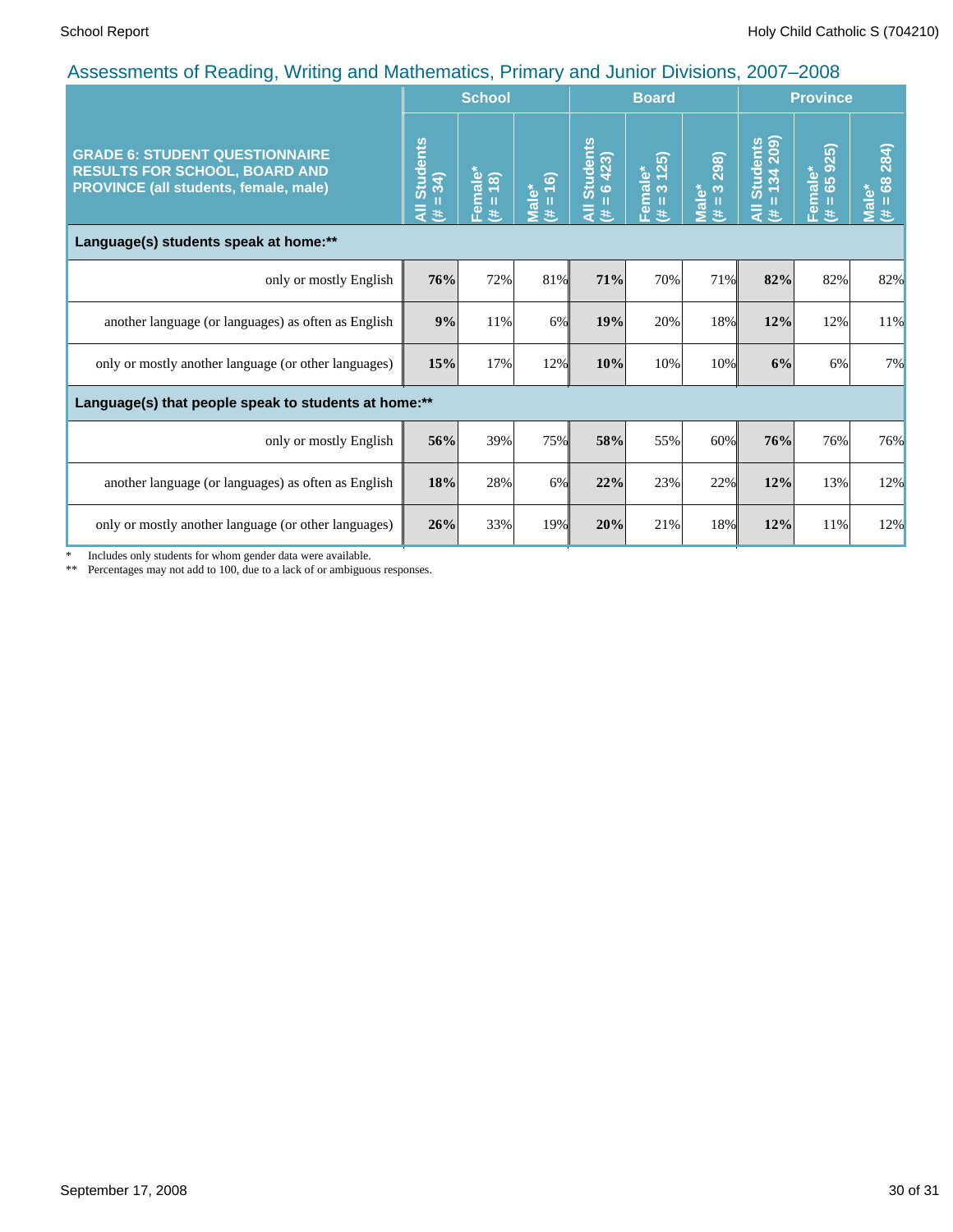## Assessments of Reading, Writing and Mathematics, Primary and Junior Divisions, 2007–2008

| GRADE 6: STUDENT QUESTIONNAIRE RESULTS FOR SCHOOL, BOARD AND PROVINCE (all students, female, male) | School | | | Board | | | Province | | |
|---|---|---|---|---|---|---|---|---|---|
| | All Students (# = 34) | Female* (# = 18) | Male* (# = 16) | All Students (# = 6 423) | Female* (# = 3 125) | Male* (# = 3 298) | All Students (# = 134 209) | Female* (# = 65 925) | Male* (# = 68 284) |
| **Language(s) students speak at home:\*\*** | | | | | | | | | |
| only or mostly English | **76%** | 72% | 81% | **71%** | 70% | 71% | **82%** | 82% | 82% |
| another language (or languages) as often as English | **9%** | 11% | 6% | **19%** | 20% | 18% | **12%** | 12% | 11% |
| only or mostly another language (or other languages) | **15%** | 17% | 12% | **10%** | 10% | 10% | **6%** | 6% | 7% |
| **Language(s) that people speak to students at home:\*\*** | | | | | | | | | |
| only or mostly English | **56%** | 39% | 75% | **58%** | 55% | 60% | **76%** | 76% | 76% |
| another language (or languages) as often as English | **18%** | 28% | 6% | **22%** | 23% | 22% | **12%** | 13% | 12% |
| only or mostly another language (or other languages) | **26%** | 33% | 19% | **20%** | 21% | 18% | **12%** | 11% | 12% |

\* Includes only students for whom gender data were available.

\*\* Percentages may not add to 100, due to a lack of or ambiguous responses.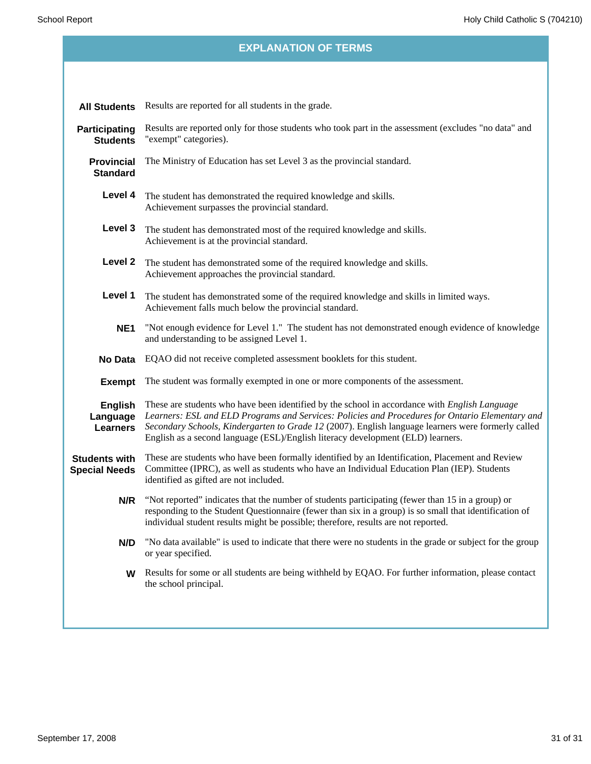## EXPLANATION OF TERMS

**All Students** Results are reported for all students in the grade.

**Participating Students** Results are reported only for those students who took part in the assessment (excludes "no data" and "exempt" categories).

**Provincial Standard** The Ministry of Education has set Level 3 as the provincial standard.

**Level 4** The student has demonstrated the required knowledge and skills. Achievement surpasses the provincial standard.

**Level 3** The student has demonstrated most of the required knowledge and skills. Achievement is at the provincial standard.

**Level 2** The student has demonstrated some of the required knowledge and skills. Achievement approaches the provincial standard.

**Level 1** The student has demonstrated some of the required knowledge and skills in limited ways. Achievement falls much below the provincial standard.

**NE1** "Not enough evidence for Level 1." The student has not demonstrated enough evidence of knowledge and understanding to be assigned Level 1.

**No Data** EQAO did not receive completed assessment booklets for this student.

**Exempt** The student was formally exempted in one or more components of the assessment.

**English Language Learners** These are students who have been identified by the school in accordance with *English Language Learners: ESL and ELD Programs and Services: Policies and Procedures for Ontario Elementary and Secondary Schools, Kindergarten to Grade 12* (2007). English language learners were formerly called English as a second language (ESL)/English literacy development (ELD) learners.

**Students with Special Needs** These are students who have been formally identified by an Identification, Placement and Review Committee (IPRC), as well as students who have an Individual Education Plan (IEP). Students identified as gifted are not included.

**N/R** “Not reported” indicates that the number of students participating (fewer than 15 in a group) or responding to the Student Questionnaire (fewer than six in a group) is so small that identification of individual student results might be possible; therefore, results are not reported.

**N/D** "No data available" is used to indicate that there were no students in the grade or subject for the group or year specified.

**W** Results for some or all students are being withheld by EQAO. For further information, please contact the school principal.